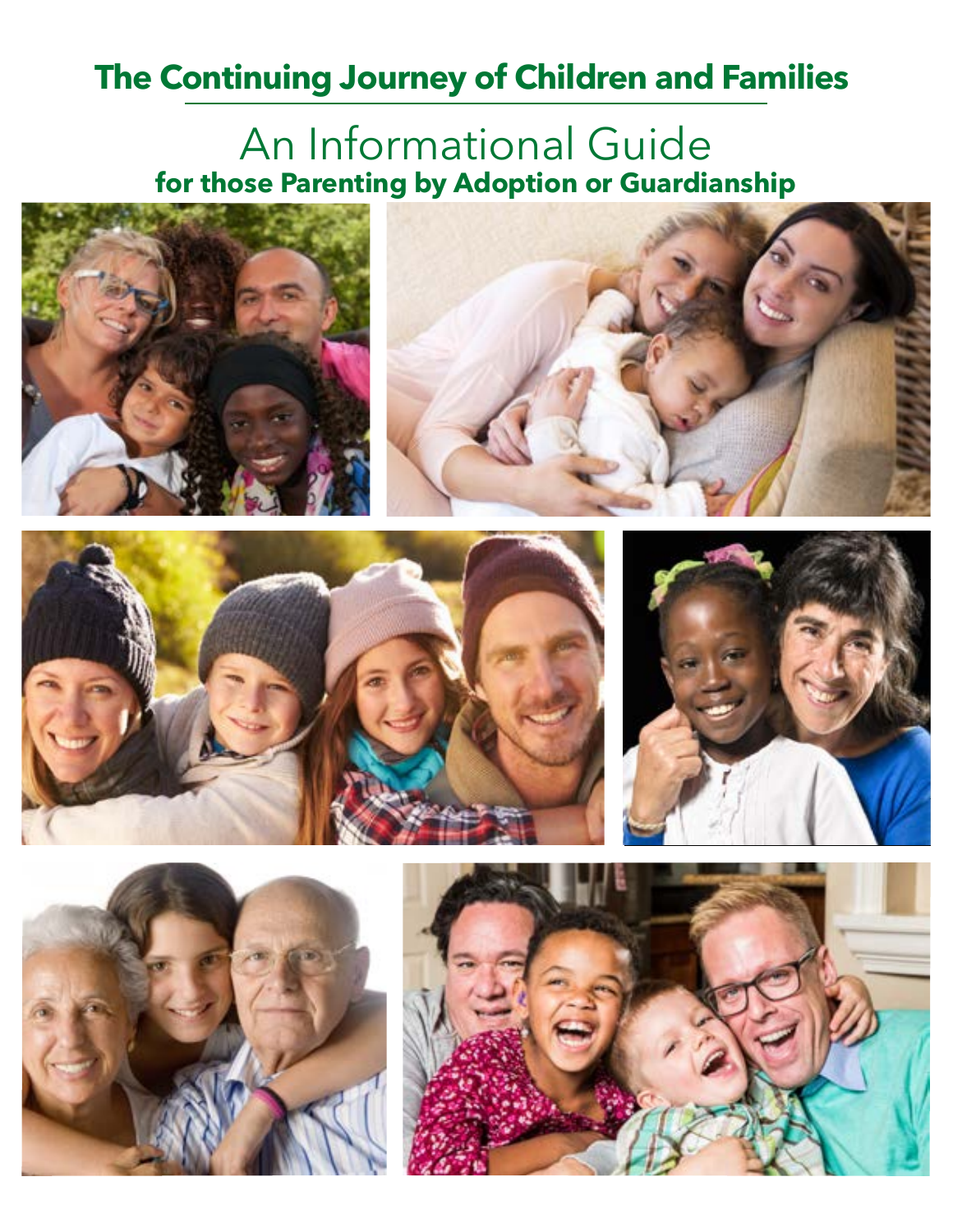# The Continuing Journey of Children and Families

## An Informational Guide

**for those Parenting by Adoption or Guardianship**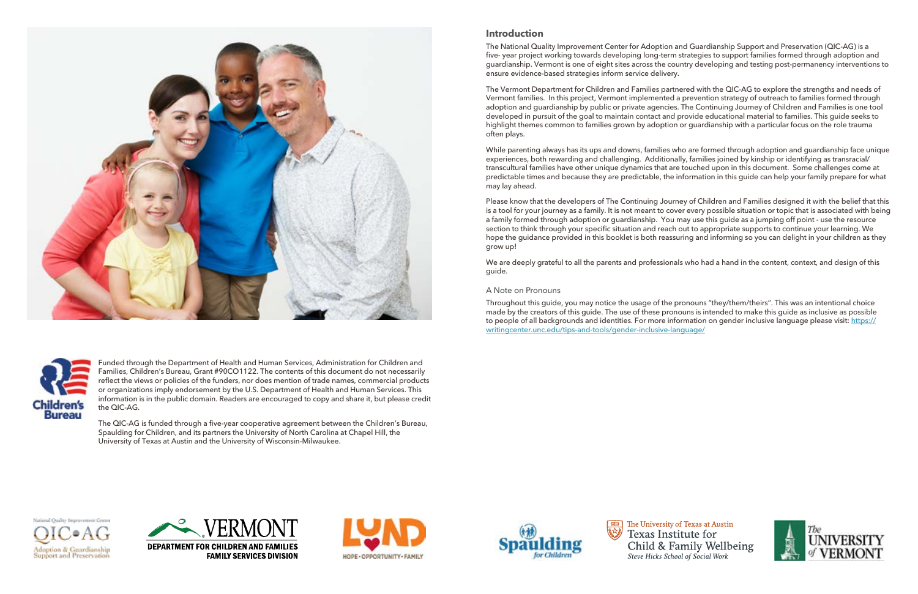## Introduction

The National Quality Improvement Center for Adoption and Guardianship Support and Preservation (QIC-AG) is a five- year project working towards developing long-term strategies to support families formed through adoption and guardianship. Vermont is one of eight sites across the country developing and testing post-permanency interventions to ensure evidence-based strategies inform service delivery.

The Vermont Department for Children and Families partnered with the QIC-AG to explore the strengths and needs of Vermont families. In this project, Vermont implemented a prevention strategy of outreach to families formed through adoption and guardianship by public or private agencies. The Continuing Journey of Children and Families is one tool developed in pursuit of the goal to maintain contact and provide educational material to families. This guide seeks to highlight themes common to families grown by adoption or guardianship with a particular focus on the role trauma often plays.

While parenting always has its ups and downs, families who are formed through adoption and guardianship face unique experiences, both rewarding and challenging. Additionally, families joined by kinship or identifying as transracial/ transcultural families have other unique dynamics that are touched upon in this document. Some challenges come at predictable times and because they are predictable, the information in this guide can help your family prepare for what may lay ahead.

Please know that the developers of The Continuing Journey of Children and Families designed it with the belief that this is a tool for your journey as a family. It is not meant to cover every possible situation or topic that is associated with being a family formed through adoption or guardianship. You may use this guide as a jumping off point - use the resource section to think through your specific situation and reach out to appropriate supports to continue your learning. We hope the guidance provided in this booklet is both reassuring and informing so you can delight in your children as they grow up!

We are deeply grateful to all the parents and professionals who had a hand in the content, context, and design of this guide.

### A Note on Pronouns

Throughout this guide, you may notice the usage of the pronouns "they/them/theirs". This was an intentional choice made by the creators of this guide. The use of these pronouns is intended to make this guide as inclusive as possible to people of all backgrounds and identities. For more information on gender inclusive language please visit: https://writingcenter.unc.edu/tips-and-tools/gender-inclusive-language/

Funded through the Department of Health and Human Services, Administration for Children and Families, Children's Bureau, Grant #90CO1122. The contents of this document do not necessarily reflect the views or policies of the funders, nor does mention of trade names, commercial products or organizations imply endorsement by the U.S. Department of Health and Human Services. This information is in the public domain. Readers are encouraged to copy and share it, but please credit the QIC-AG.

The QIC-AG is funded through a five-year cooperative agreement between the Children's Bureau, Spaulding for Children, and its partners the University of North Carolina at Chapel Hill, the University of Texas at Austin and the University of Wisconsin-Milwaukee.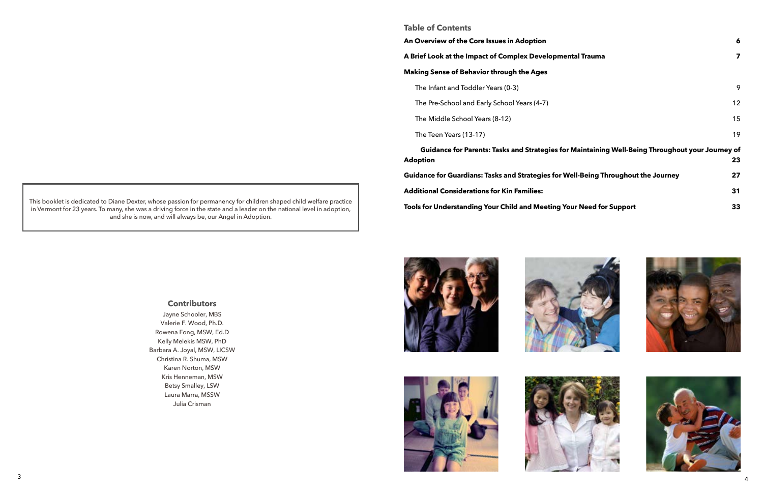This booklet is dedicated to Diane Dexter, whose passion for permanency for children shaped child welfare practice in Vermont for 23 years. To many, she was a driving force in the state and a leader on the national level in adoption, and she is now, and will always be, our Angel in Adoption.

## Contributors

Jayne Schooler, MBS
Valerie F. Wood, Ph.D.
Rowena Fong, MSW, Ed.D
Kelly Melekis MSW, PhD
Barbara A. Joyal, MSW, LICSW
Christina R. Shuma, MSW
Karen Norton, MSW
Kris Henneman, MSW
Betsy Smalley, LSW
Laura Marra, MSSW
Julia Crisman

## Table of Contents

| | |
|---|---|
| **An Overview of the Core Issues in Adoption** | **6** |
| **A Brief Look at the Impact of Complex Developmental Trauma** | **7** |
| **Making Sense of Behavior through the Ages** | |
| The Infant and Toddler Years (0-3) | 9 |
| The Pre-School and Early School Years (4-7) | 12 |
| The Middle School Years (8-12) | 15 |
| The Teen Years (13-17) | 19 |
| **Guidance for Parents: Tasks and Strategies for Maintaining Well-Being Throughout your Journey of Adoption** | **23** |
| **Guidance for Guardians: Tasks and Strategies for Well-Being Throughout the Journey** | **27** |
| **Additional Considerations for Kin Families:** | **31** |
| **Tools for Understanding Your Child and Meeting Your Need for Support** | **33** |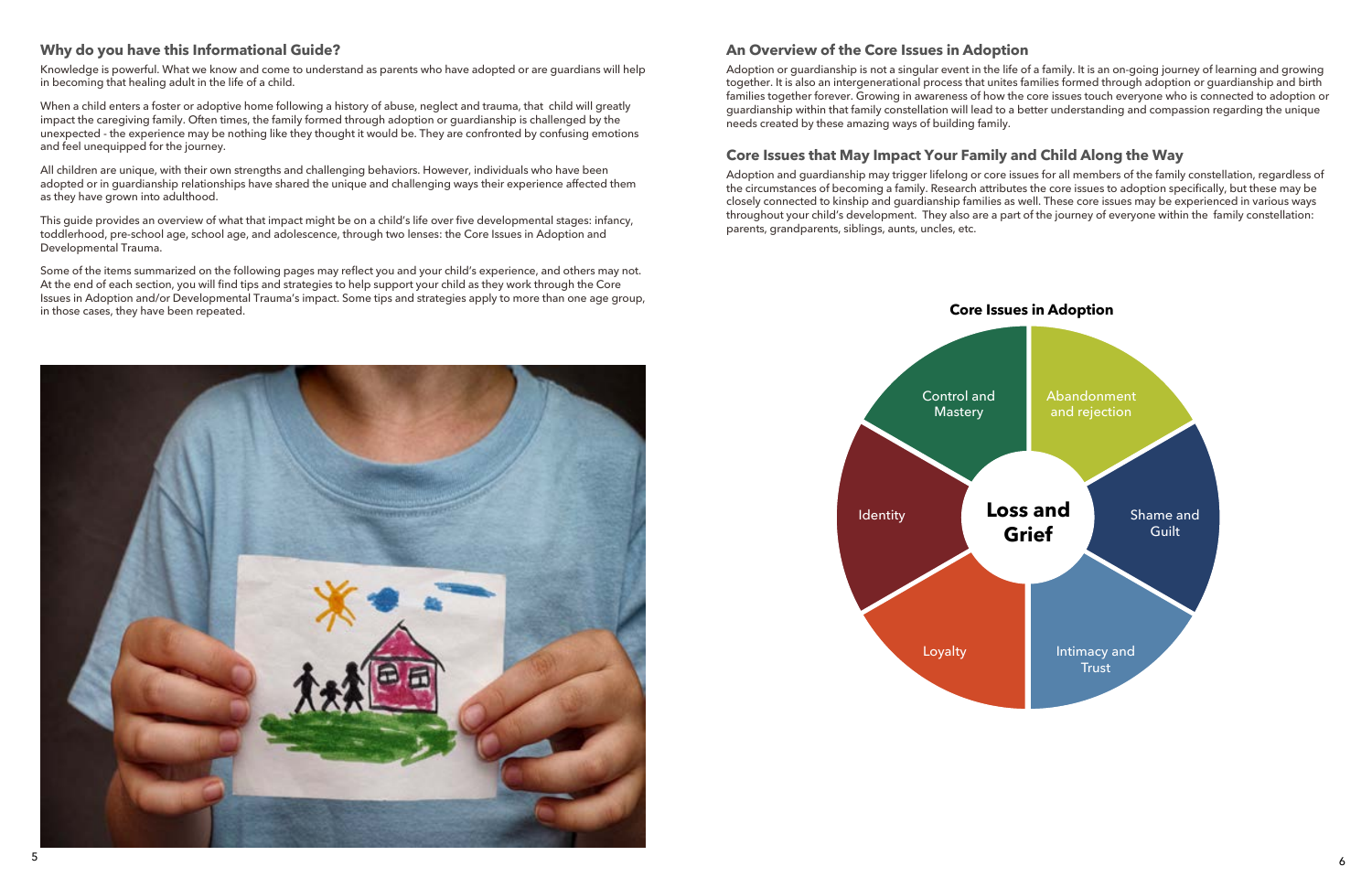## Why do you have this Informational Guide?

Knowledge is powerful. What we know and come to understand as parents who have adopted or are guardians will help in becoming that healing adult in the life of a child.

When a child enters a foster or adoptive home following a history of abuse, neglect and trauma, that child will greatly impact the caregiving family. Often times, the family formed through adoption or guardianship is challenged by the unexpected - the experience may be nothing like they thought it would be. They are confronted by confusing emotions and feel unequipped for the journey.

All children are unique, with their own strengths and challenging behaviors. However, individuals who have been adopted or in guardianship relationships have shared the unique and challenging ways their experience affected them as they have grown into adulthood.

This guide provides an overview of what that impact might be on a child's life over five developmental stages: infancy, toddlerhood, pre-school age, school age, and adolescence, through two lenses: the Core Issues in Adoption and Developmental Trauma.

Some of the items summarized on the following pages may reflect you and your child's experience, and others may not. At the end of each section, you will find tips and strategies to help support your child as they work through the Core Issues in Adoption and/or Developmental Trauma's impact. Some tips and strategies apply to more than one age group, in those cases, they have been repeated.

## An Overview of the Core Issues in Adoption

Adoption or guardianship is not a singular event in the life of a family. It is an on-going journey of learning and growing together. It is also an intergenerational process that unites families formed through adoption or guardianship and birth families together forever. Growing in awareness of how the core issues touch everyone who is connected to adoption or guardianship within that family constellation will lead to a better understanding and compassion regarding the unique needs created by these amazing ways of building family.

## Core Issues that May Impact Your Family and Child Along the Way

Adoption and guardianship may trigger lifelong or core issues for all members of the family constellation, regardless of the circumstances of becoming a family. Research attributes the core issues to adoption specifically, but these may be closely connected to kinship and guardianship families as well. These core issues may be experienced in various ways throughout your child's development. They also are a part of the journey of everyone within the family constellation: parents, grandparents, siblings, aunts, uncles, etc.

### Core Issues in Adoption

**Loss and Grief**

- Abandonment and rejection
- Shame and Guilt
- Intimacy and Trust
- Loyalty
- Identity
- Control and Mastery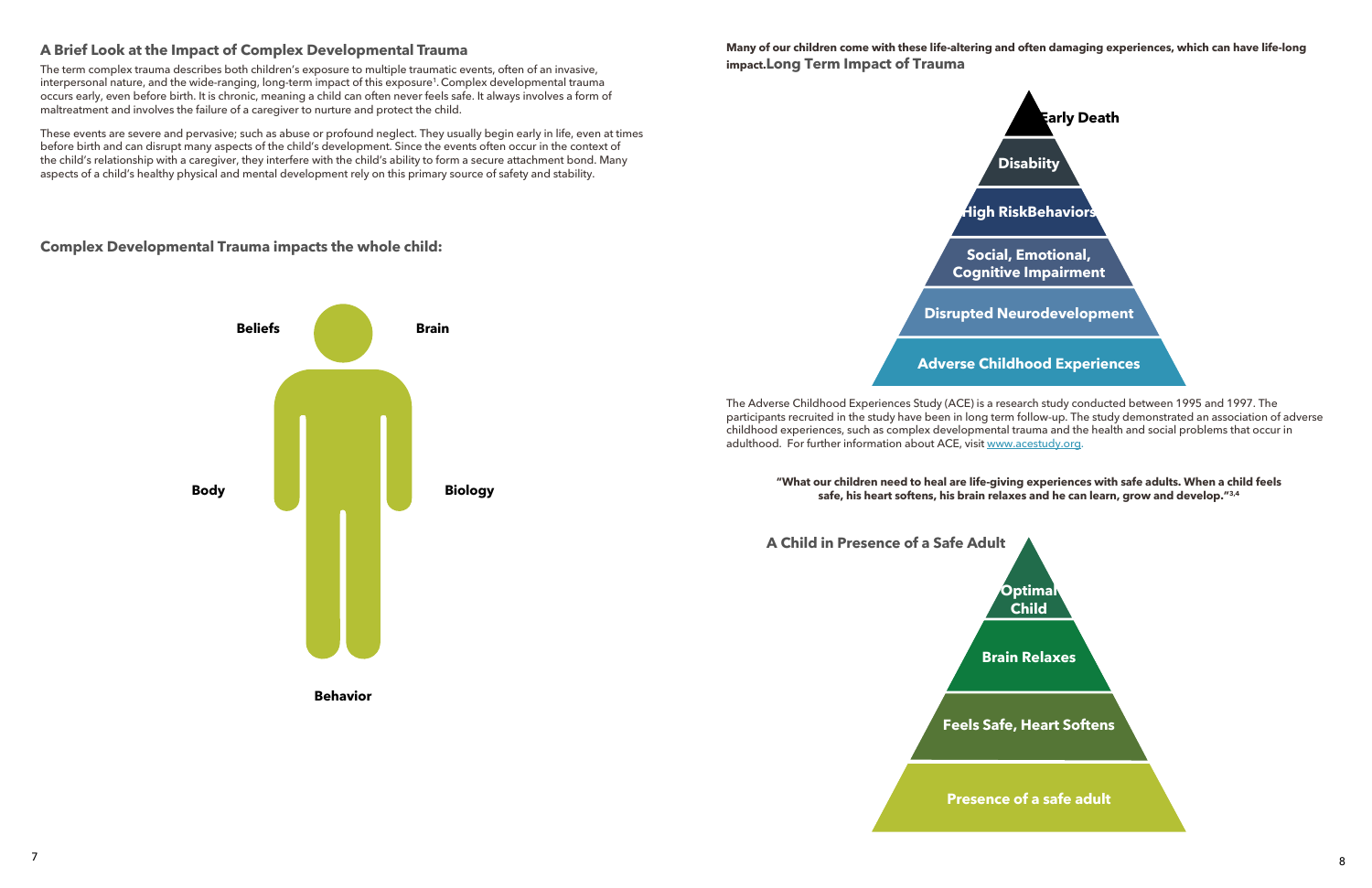## A Brief Look at the Impact of Complex Developmental Trauma

The term complex trauma describes both children's exposure to multiple traumatic events, often of an invasive, interpersonal nature, and the wide-ranging, long-term impact of this exposure[1]. Complex developmental trauma occurs early, even before birth. It is chronic, meaning a child can often never feels safe. It always involves a form of maltreatment and involves the failure of a caregiver to nurture and protect the child.

These events are severe and pervasive; such as abuse or profound neglect. They usually begin early in life, even at times before birth and can disrupt many aspects of the child's development. Since the events often occur in the context of the child's relationship with a caregiver, they interfere with the child's ability to form a secure attachment bond. Many aspects of a child's healthy physical and mental development rely on this primary source of safety and stability.

### Complex Developmental Trauma impacts the whole child:

- Beliefs
- Brain
- Body
- Biology
- Behavior

**Many of our children come with these life-altering and often damaging experiences, which can have life-long impact.**

### Long Term Impact of Trauma

- Early Death
- Disabiity
- High RiskBehaviors
- Social, Emotional, Cognitive Impairment
- Disrupted Neurodevelopment
- Adverse Childhood Experiences

The Adverse Childhood Experiences Study (ACE) is a research study conducted between 1995 and 1997. The participants recruited in the study have been in long term follow-up. The study demonstrated an association of adverse childhood experiences, such as complex developmental trauma and the health and social problems that occur in adulthood. For further information about ACE, visit www.acestudy.org.

**"What our children need to heal are life-giving experiences with safe adults. When a child feels safe, his heart softens, his brain relaxes and he can learn, grow and develop."[3,4]**

### A Child in Presence of a Safe Adult

- Optimal Child
- Brain Relaxes
- Feels Safe, Heart Softens
- Presence of a safe adult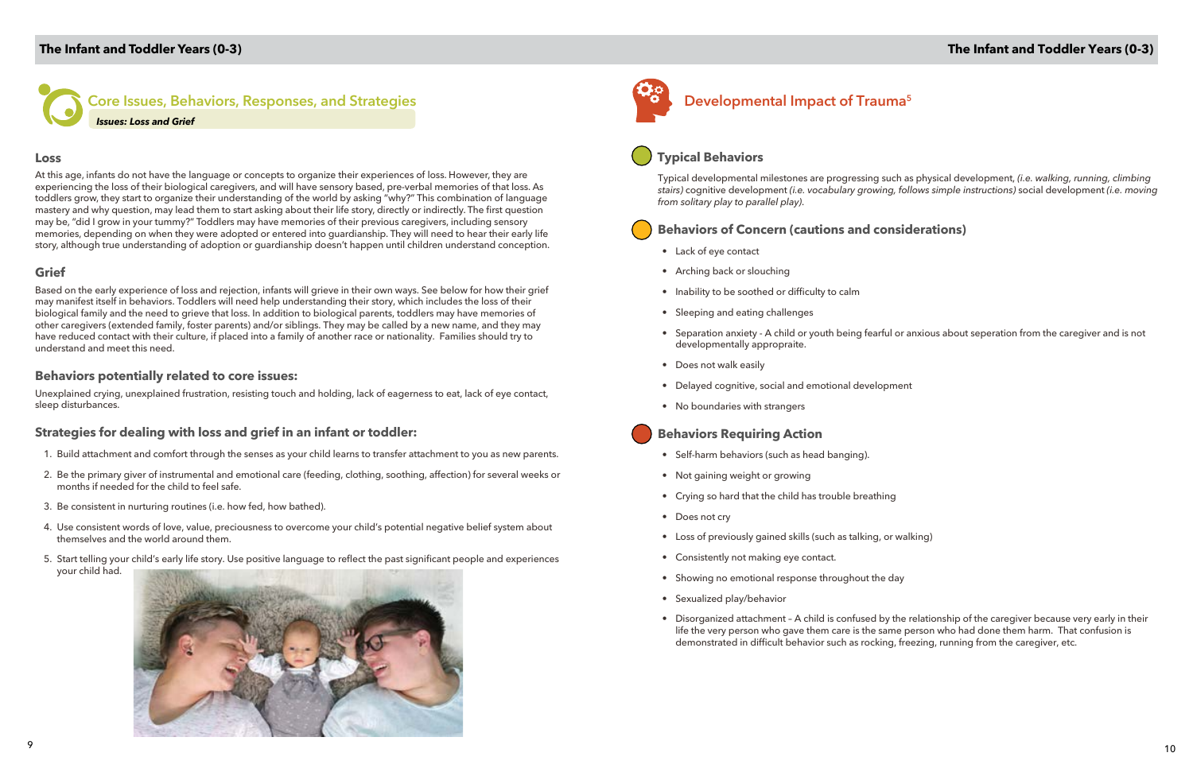## Core Issues, Behaviors, Responses, and Strategies

***Issues: Loss and Grief***

### Loss

At this age, infants do not have the language or concepts to organize their experiences of loss. However, they are experiencing the loss of their biological caregivers, and will have sensory based, pre-verbal memories of that loss. As toddlers grow, they start to organize their understanding of the world by asking "why?" This combination of language mastery and why question, may lead them to start asking about their life story, directly or indirectly. The first question may be, "did I grow in your tummy?" Toddlers may have memories of their previous caregivers, including sensory memories, depending on when they were adopted or entered into guardianship. They will need to hear their early life story, although true understanding of adoption or guardianship doesn't happen until children understand conception.

### Grief

Based on the early experience of loss and rejection, infants will grieve in their own ways. See below for how their grief may manifest itself in behaviors. Toddlers will need help understanding their story, which includes the loss of their biological family and the need to grieve that loss. In addition to biological parents, toddlers may have memories of other caregivers (extended family, foster parents) and/or siblings. They may be called by a new name, and they may have reduced contact with their culture, if placed into a family of another race or nationality. Families should try to understand and meet this need.

### Behaviors potentially related to core issues:

Unexplained crying, unexplained frustration, resisting touch and holding, lack of eagerness to eat, lack of eye contact, sleep disturbances.

### Strategies for dealing with loss and grief in an infant or toddler:

1. Build attachment and comfort through the senses as your child learns to transfer attachment to you as new parents.
2. Be the primary giver of instrumental and emotional care (feeding, clothing, soothing, affection) for several weeks or months if needed for the child to feel safe.
3. Be consistent in nurturing routines (i.e. how fed, how bathed).
4. Use consistent words of love, value, preciousness to overcome your child's potential negative belief system about themselves and the world around them.
5. Start telling your child's early life story. Use positive language to reflect the past significant people and experiences your child had.

## Developmental Impact of Trauma[5]

### Typical Behaviors

Typical developmental milestones are progressing such as physical development, *(i.e. walking, running, climbing stairs)* cognitive development *(i.e. vocabulary growing, follows simple instructions)* social development *(i.e. moving from solitary play to parallel play).*

### Behaviors of Concern (cautions and considerations)

- Lack of eye contact
- Arching back or slouching
- Inability to be soothed or difficulty to calm
- Sleeping and eating challenges
- Separation anxiety - A child or youth being fearful or anxious about seperation from the caregiver and is not developmentally appropraite.
- Does not walk easily
- Delayed cognitive, social and emotional development
- No boundaries with strangers

### Behaviors Requiring Action

- Self-harm behaviors (such as head banging).
- Not gaining weight or growing
- Crying so hard that the child has trouble breathing
- Does not cry
- Loss of previously gained skills (such as talking, or walking)
- Consistently not making eye contact.
- Showing no emotional response throughout the day
- Sexualized play/behavior
- Disorganized attachment – A child is confused by the relationship of the caregiver because very early in their life the very person who gave them care is the same person who had done them harm. That confusion is demonstrated in difficult behavior such as rocking, freezing, running from the caregiver, etc.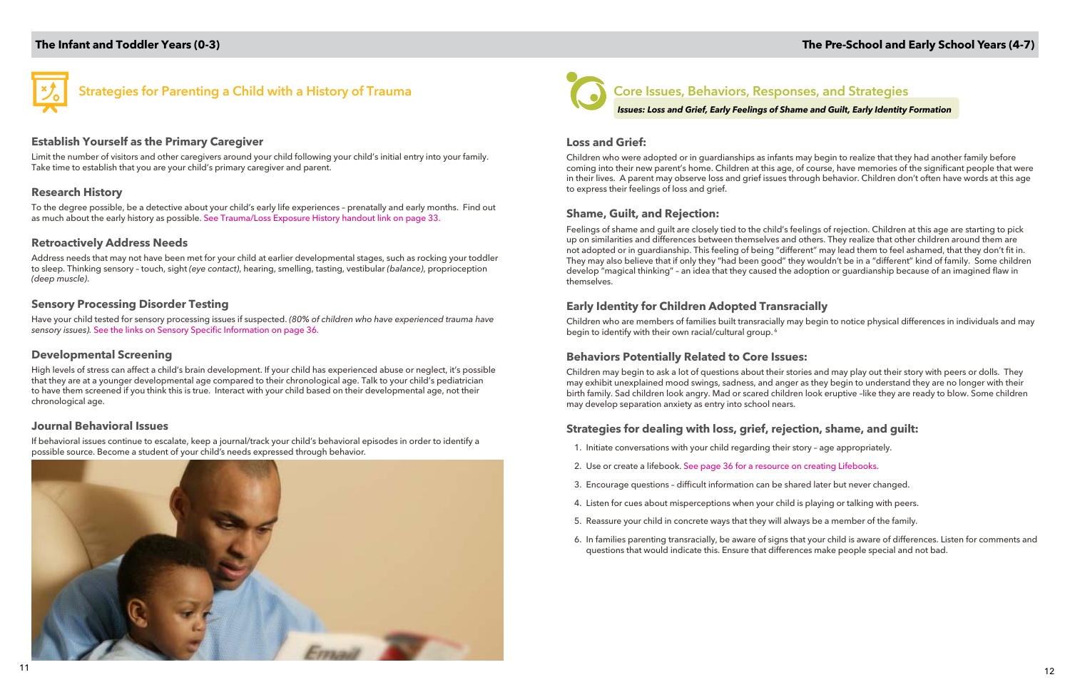## The Infant and Toddler Years (0-3)

# Strategies for Parenting a Child with a History of Trauma

### Establish Yourself as the Primary Caregiver

Limit the number of visitors and other caregivers around your child following your child's initial entry into your family. Take time to establish that you are your child's primary caregiver and parent.

### Research History

To the degree possible, be a detective about your child's early life experiences – prenatally and early months. Find out as much about the early history as possible. See Trauma/Loss Exposure History handout link on page 33.

### Retroactively Address Needs

Address needs that may not have been met for your child at earlier developmental stages, such as rocking your toddler to sleep. Thinking sensory – touch, sight *(eye contact)*, hearing, smelling, tasting, vestibular *(balance)*, proprioception *(deep muscle)*.

### Sensory Processing Disorder Testing

Have your child tested for sensory processing issues if suspected. *(80% of children who have experienced trauma have sensory issues).* See the links on Sensory Specific Information on page 36.

### Developmental Screening

High levels of stress can affect a child's brain development. If your child has experienced abuse or neglect, it's possible that they are at a younger developmental age compared to their chronological age. Talk to your child's pediatrician to have them screened if you think this is true. Interact with your child based on their developmental age, not their chronological age.

### Journal Behavioral Issues

If behavioral issues continue to escalate, keep a journal/track your child's behavioral episodes in order to identify a possible source. Become a student of your child's needs expressed through behavior.

## The Pre-School and Early School Years (4-7)

# Core Issues, Behaviors, Responses, and Strategies

***Issues: Loss and Grief, Early Feelings of Shame and Guilt, Early Identity Formation***

### Loss and Grief:

Children who were adopted or in guardianships as infants may begin to realize that they had another family before coming into their new parent's home. Children at this age, of course, have memories of the significant people that were in their lives. A parent may observe loss and grief issues through behavior. Children don't often have words at this age to express their feelings of loss and grief.

### Shame, Guilt, and Rejection:

Feelings of shame and guilt are closely tied to the child's feelings of rejection. Children at this age are starting to pick up on similarities and differences between themselves and others. They realize that other children around them are not adopted or in guardianship. This feeling of being "different" may lead them to feel ashamed, that they don't fit in. They may also believe that if only they "had been good" they wouldn't be in a "different" kind of family. Some children develop "magical thinking" – an idea that they caused the adoption or guardianship because of an imagined flaw in themselves.

### Early Identity for Children Adopted Transracially

Children who are members of families built transracially may begin to notice physical differences in individuals and may begin to identify with their own racial/cultural group.[6]

### Behaviors Potentially Related to Core Issues:

Children may begin to ask a lot of questions about their stories and may play out their story with peers or dolls. They may exhibit unexplained mood swings, sadness, and anger as they begin to understand they are no longer with their birth family. Sad children look angry. Mad or scared children look eruptive –like they are ready to blow. Some children may develop separation anxiety as entry into school nears.

### Strategies for dealing with loss, grief, rejection, shame, and guilt:

1. Initiate conversations with your child regarding their story – age appropriately.
2. Use or create a lifebook. See page 36 for a resource on creating Lifebooks.
3. Encourage questions – difficult information can be shared later but never changed.
4. Listen for cues about misperceptions when your child is playing or talking with peers.
5. Reassure your child in concrete ways that they will always be a member of the family.
6. In families parenting transracially, be aware of signs that your child is aware of differences. Listen for comments and questions that would indicate this. Ensure that differences make people special and not bad.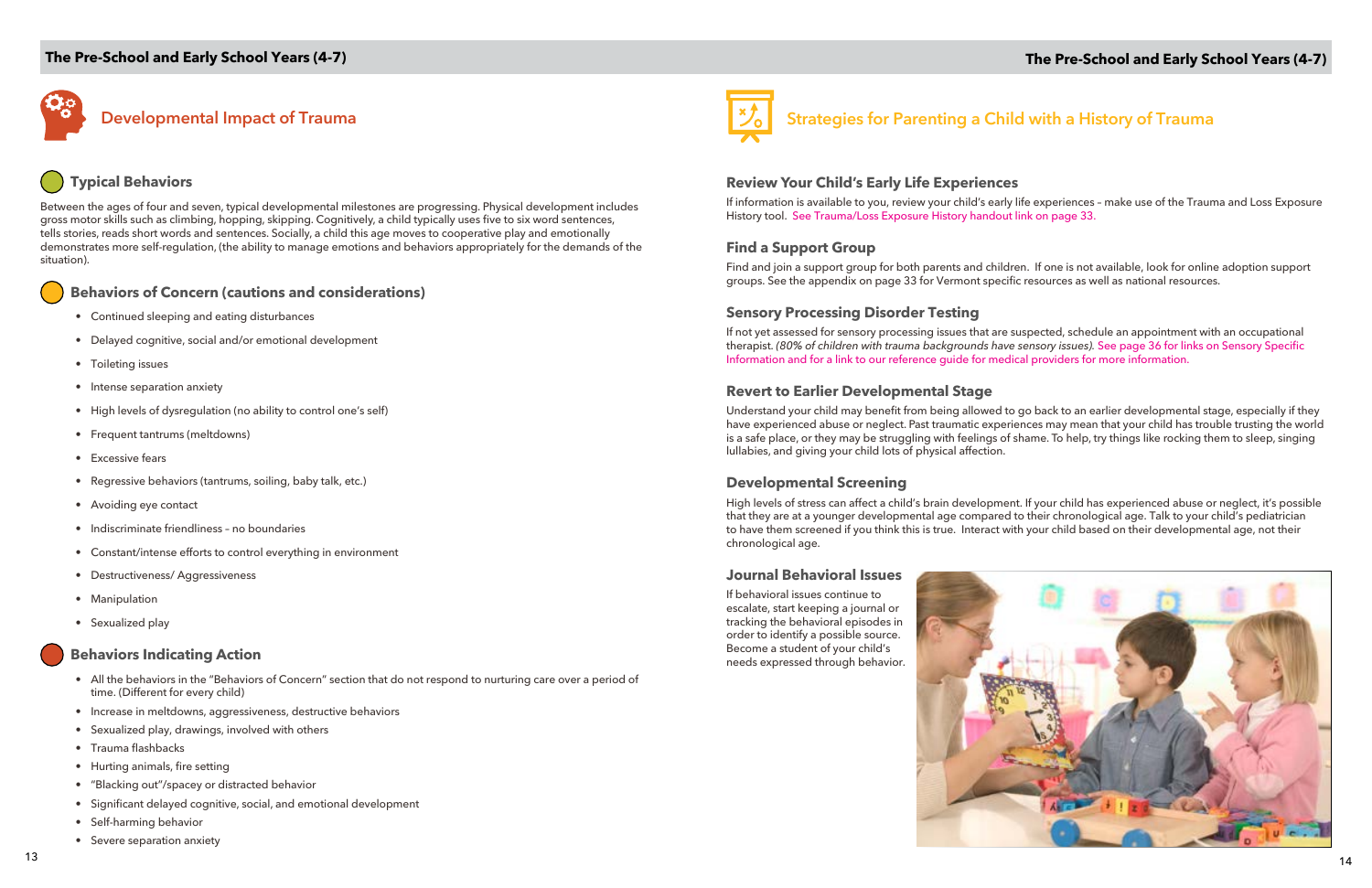## Developmental Impact of Trauma

### Typical Behaviors

Between the ages of four and seven, typical developmental milestones are progressing. Physical development includes gross motor skills such as climbing, hopping, skipping. Cognitively, a child typically uses five to six word sentences, tells stories, reads short words and sentences. Socially, a child this age moves to cooperative play and emotionally demonstrates more self-regulation, (the ability to manage emotions and behaviors appropriately for the demands of the situation).

### Behaviors of Concern (cautions and considerations)

- Continued sleeping and eating disturbances
- Delayed cognitive, social and/or emotional development
- Toileting issues
- Intense separation anxiety
- High levels of dysregulation (no ability to control one's self)
- Frequent tantrums (meltdowns)
- Excessive fears
- Regressive behaviors (tantrums, soiling, baby talk, etc.)
- Avoiding eye contact
- Indiscriminate friendliness – no boundaries
- Constant/intense efforts to control everything in environment
- Destructiveness/ Aggressiveness
- Manipulation
- Sexualized play

### Behaviors Indicating Action

- All the behaviors in the "Behaviors of Concern" section that do not respond to nurturing care over a period of time. (Different for every child)
- Increase in meltdowns, aggressiveness, destructive behaviors
- Sexualized play, drawings, involved with others
- Trauma flashbacks
- Hurting animals, fire setting
- "Blacking out"/spacey or distracted behavior
- Significant delayed cognitive, social, and emotional development
- Self-harming behavior
- Severe separation anxiety

## Strategies for Parenting a Child with a History of Trauma

### Review Your Child's Early Life Experiences

If information is available to you, review your child's early life experiences – make use of the Trauma and Loss Exposure History tool. See Trauma/Loss Exposure History handout link on page 33.

### Find a Support Group

Find and join a support group for both parents and children. If one is not available, look for online adoption support groups. See the appendix on page 33 for Vermont specific resources as well as national resources.

### Sensory Processing Disorder Testing

If not yet assessed for sensory processing issues that are suspected, schedule an appointment with an occupational therapist. *(80% of children with trauma backgrounds have sensory issues).* See page 36 for links on Sensory Specific Information and for a link to our reference guide for medical providers for more information.

### Revert to Earlier Developmental Stage

Understand your child may benefit from being allowed to go back to an earlier developmental stage, especially if they have experienced abuse or neglect. Past traumatic experiences may mean that your child has trouble trusting the world is a safe place, or they may be struggling with feelings of shame. To help, try things like rocking them to sleep, singing lullabies, and giving your child lots of physical affection.

### Developmental Screening

High levels of stress can affect a child's brain development. If your child has experienced abuse or neglect, it's possible that they are at a younger developmental age compared to their chronological age. Talk to your child's pediatrician to have them screened if you think this is true. Interact with your child based on their developmental age, not their chronological age.

### Journal Behavioral Issues

If behavioral issues continue to escalate, start keeping a journal or tracking the behavioral episodes in order to identify a possible source. Become a student of your child's needs expressed through behavior.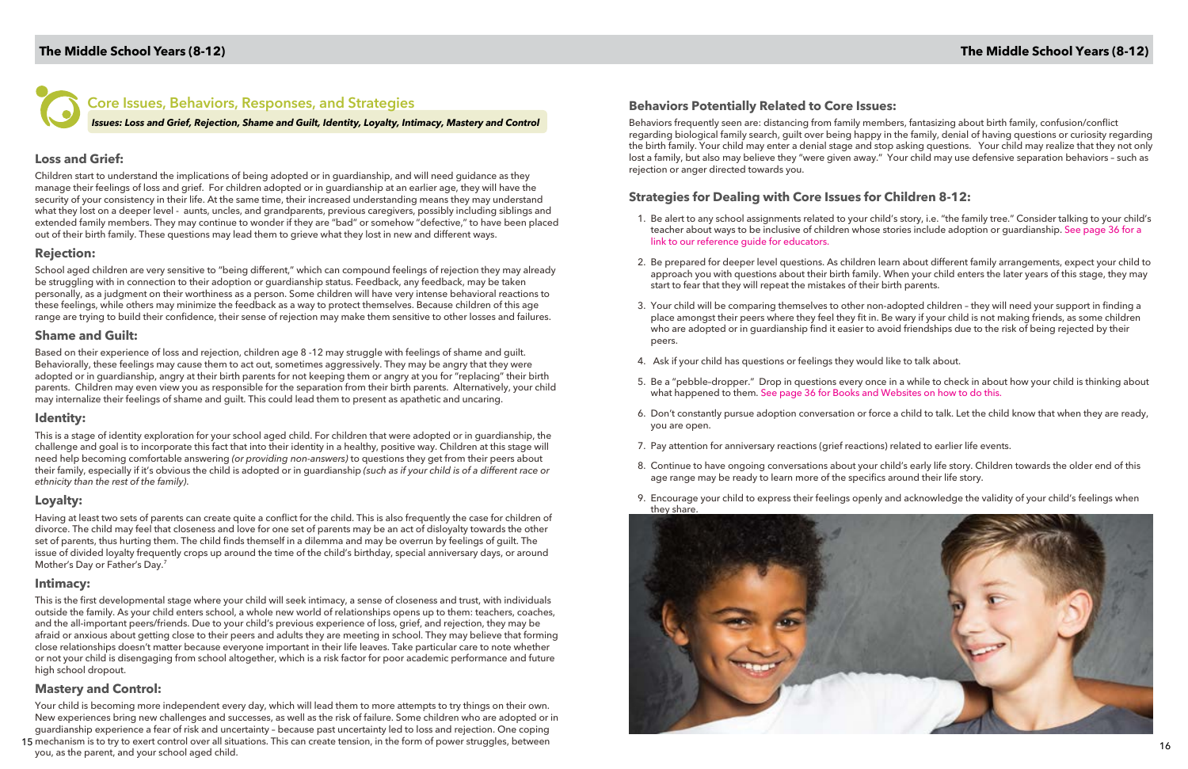## Core Issues, Behaviors, Responses, and Strategies

***Issues: Loss and Grief, Rejection, Shame and Guilt, Identity, Loyalty, Intimacy, Mastery and Control***

### Loss and Grief:

Children start to understand the implications of being adopted or in guardianship, and will need guidance as they manage their feelings of loss and grief. For children adopted or in guardianship at an earlier age, they will have the security of your consistency in their life. At the same time, their increased understanding means they may understand what they lost on a deeper level - aunts, uncles, and grandparents, previous caregivers, possibly including siblings and extended family members. They may continue to wonder if they are "bad" or somehow "defective," to have been placed out of their birth family. These questions may lead them to grieve what they lost in new and different ways.

### Rejection:

School aged children are very sensitive to "being different," which can compound feelings of rejection they may already be struggling with in connection to their adoption or guardianship status. Feedback, any feedback, may be taken personally, as a judgment on their worthiness as a person. Some children will have very intense behavioral reactions to these feelings, while others may minimize the feedback as a way to protect themselves. Because children of this age range are trying to build their confidence, their sense of rejection may make them sensitive to other losses and failures.

### Shame and Guilt:

Based on their experience of loss and rejection, children age 8 -12 may struggle with feelings of shame and guilt. Behaviorally, these feelings may cause them to act out, sometimes aggressively. They may be angry that they were adopted or in guardianship, angry at their birth parents for not keeping them or angry at you for "replacing" their birth parents. Children may even view you as responsible for the separation from their birth parents. Alternatively, your child may internalize their feelings of shame and guilt. This could lead them to present as apathetic and uncaring.

### Identity:

This is a stage of identity exploration for your school aged child. For children that were adopted or in guardianship, the challenge and goal is to incorporate this fact that into their identity in a healthy, positive way. Children at this stage will need help becoming comfortable answering *(or providing non-answers)* to questions they get from their peers about their family, especially if it's obvious the child is adopted or in guardianship *(such as if your child is of a different race or ethnicity than the rest of the family).*

### Loyalty:

Having at least two sets of parents can create quite a conflict for the child. This is also frequently the case for children of divorce. The child may feel that closeness and love for one set of parents may be an act of disloyalty towards the other set of parents, thus hurting them. The child finds themself in a dilemma and may be overrun by feelings of guilt. The issue of divided loyalty frequently crops up around the time of the child's birthday, special anniversary days, or around Mother's Day or Father's Day.[7]

### Intimacy:

This is the first developmental stage where your child will seek intimacy, a sense of closeness and trust, with individuals outside the family. As your child enters school, a whole new world of relationships opens up to them: teachers, coaches, and the all-important peers/friends. Due to your child's previous experience of loss, grief, and rejection, they may be afraid or anxious about getting close to their peers and adults they are meeting in school. They may believe that forming close relationships doesn't matter because everyone important in their life leaves. Take particular care to note whether or not your child is disengaging from school altogether, which is a risk factor for poor academic performance and future high school dropout.

### Mastery and Control:

Your child is becoming more independent every day, which will lead them to more attempts to try things on their own. New experiences bring new challenges and successes, as well as the risk of failure. Some children who are adopted or in guardianship experience a fear of risk and uncertainty – because past uncertainty led to loss and rejection. One coping mechanism is to try to exert control over all situations. This can create tension, in the form of power struggles, between you, as the parent, and your school aged child.

### Behaviors Potentially Related to Core Issues:

Behaviors frequently seen are: distancing from family members, fantasizing about birth family, confusion/conflict regarding biological family search, guilt over being happy in the family, denial of having questions or curiosity regarding the birth family. Your child may enter a denial stage and stop asking questions. Your child may realize that they not only lost a family, but also may believe they were "given away." Your child may use defensive separation behaviors – such as rejection or anger directed towards you.

### Strategies for Dealing with Core Issues for Children 8-12:

1. Be alert to any school assignments related to your child's story, i.e. "the family tree." Consider talking to your child's teacher about ways to be inclusive of children whose stories include adoption or guardianship. See page 36 for a link to our reference guide for educators.
2. Be prepared for deeper level questions. As children learn about different family arrangements, expect your child to approach you with questions about their birth family. When your child enters the later years of this stage, they may start to fear that they will repeat the mistakes of their birth parents.
3. Your child will be comparing themselves to other non-adopted children – they will need your support in finding a place amongst their peers where they feel they fit in. Be wary if your child is not making friends, as some children who are adopted or in guardianship find it easier to avoid friendships due to the risk of being rejected by their peers.
4. Ask if your child has questions or feelings they would like to talk about.
5. Be a "pebble-dropper." Drop in questions every once in a while to check in about how your child is thinking about what happened to them. See page 36 for Books and Websites on how to do this.
6. Don't constantly pursue adoption conversation or force a child to talk. Let the child know that when they are ready, you are open.
7. Pay attention for anniversary reactions (grief reactions) related to earlier life events.
8. Continue to have ongoing conversations about your child's early life story. Children towards the older end of this age range may be ready to learn more of the specifics around their life story.
9. Encourage your child to express their feelings openly and acknowledge the validity of your child's feelings when they share.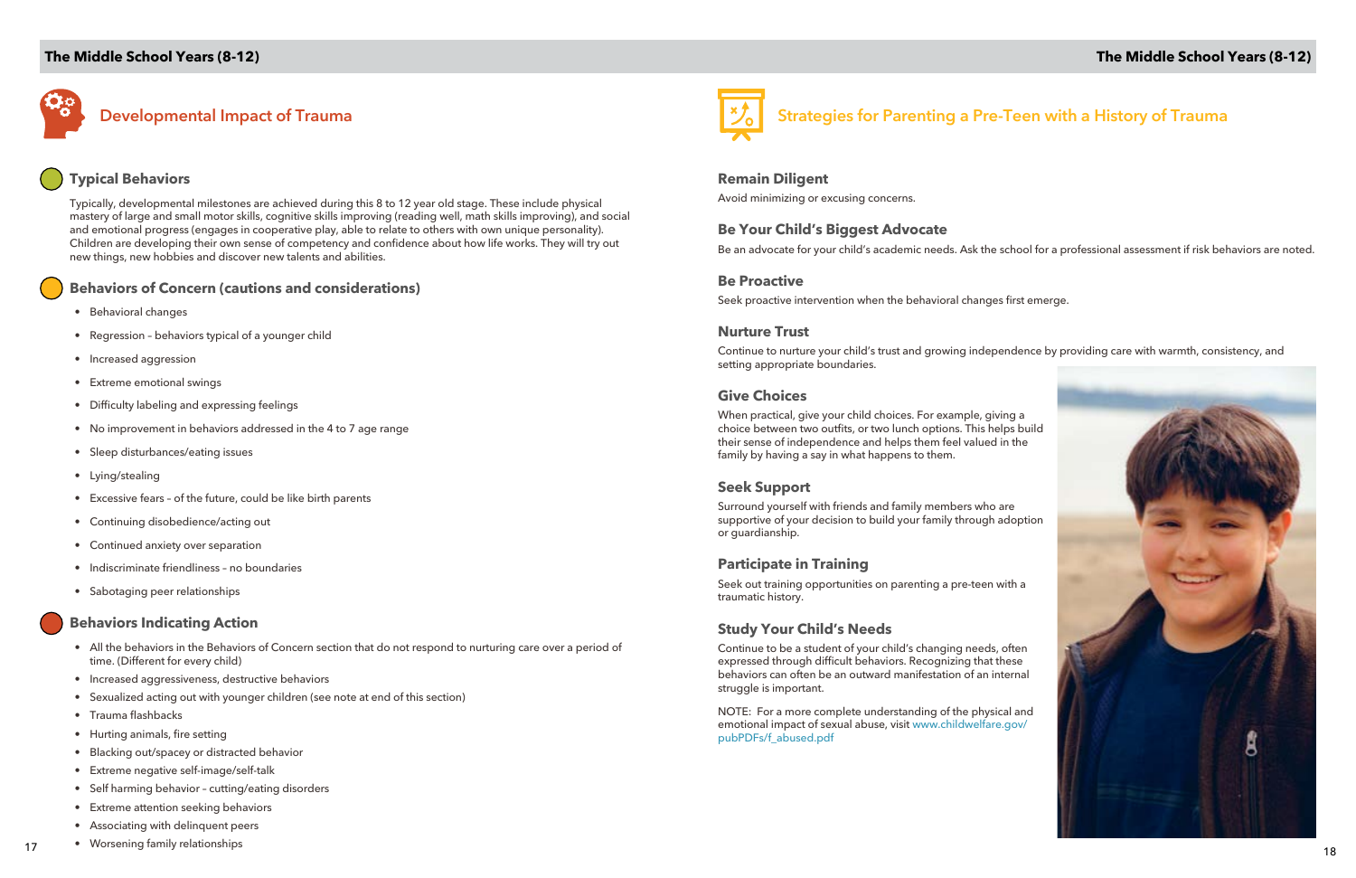## Developmental Impact of Trauma

### Typical Behaviors

Typically, developmental milestones are achieved during this 8 to 12 year old stage. These include physical mastery of large and small motor skills, cognitive skills improving (reading well, math skills improving), and social and emotional progress (engages in cooperative play, able to relate to others with own unique personality). Children are developing their own sense of competency and confidence about how life works. They will try out new things, new hobbies and discover new talents and abilities.

### Behaviors of Concern (cautions and considerations)

- Behavioral changes
- Regression – behaviors typical of a younger child
- Increased aggression
- Extreme emotional swings
- Difficulty labeling and expressing feelings
- No improvement in behaviors addressed in the 4 to 7 age range
- Sleep disturbances/eating issues
- Lying/stealing
- Excessive fears – of the future, could be like birth parents
- Continuing disobedience/acting out
- Continued anxiety over separation
- Indiscriminate friendliness – no boundaries
- Sabotaging peer relationships

### Behaviors Indicating Action

- All the behaviors in the Behaviors of Concern section that do not respond to nurturing care over a period of time. (Different for every child)
- Increased aggressiveness, destructive behaviors
- Sexualized acting out with younger children (see note at end of this section)
- Trauma flashbacks
- Hurting animals, fire setting
- Blacking out/spacey or distracted behavior
- Extreme negative self-image/self-talk
- Self harming behavior – cutting/eating disorders
- Extreme attention seeking behaviors
- Associating with delinquent peers
- Worsening family relationships

## Strategies for Parenting a Pre-Teen with a History of Trauma

### Remain Diligent

Avoid minimizing or excusing concerns.

### Be Your Child's Biggest Advocate

Be an advocate for your child's academic needs. Ask the school for a professional assessment if risk behaviors are noted.

### Be Proactive

Seek proactive intervention when the behavioral changes first emerge.

### Nurture Trust

Continue to nurture your child's trust and growing independence by providing care with warmth, consistency, and setting appropriate boundaries.

### Give Choices

When practical, give your child choices. For example, giving a choice between two outfits, or two lunch options. This helps build their sense of independence and helps them feel valued in the family by having a say in what happens to them.

### Seek Support

Surround yourself with friends and family members who are supportive of your decision to build your family through adoption or guardianship.

### Participate in Training

Seek out training opportunities on parenting a pre-teen with a traumatic history.

### Study Your Child's Needs

Continue to be a student of your child's changing needs, often expressed through difficult behaviors. Recognizing that these behaviors can often be an outward manifestation of an internal struggle is important.

NOTE: For a more complete understanding of the physical and emotional impact of sexual abuse, visit www.childwelfare.gov/pubPDFs/f_abused.pdf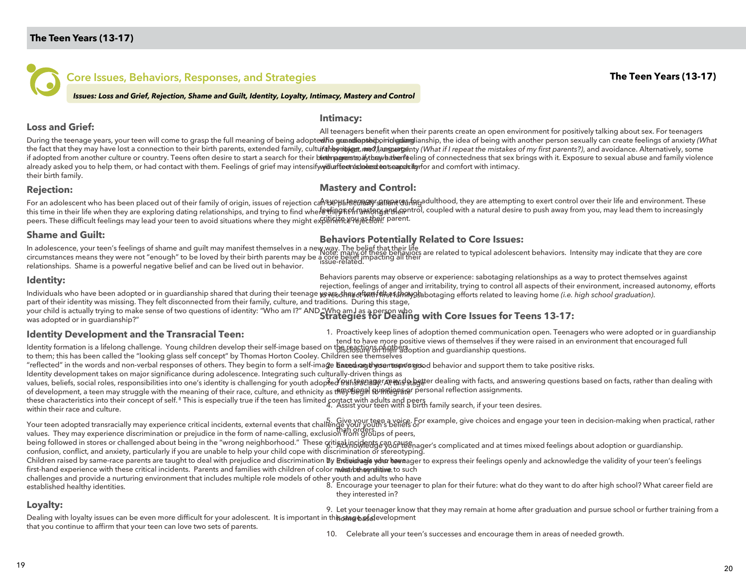## Core Issues, Behaviors, Responses, and Strategies

***Issues: Loss and Grief, Rejection, Shame and Guilt, Identity, Loyalty, Intimacy, Mastery and Control***

### Loss and Grief:

During the teenage years, your teen will come to grasp the full meaning of being adopted or in guardianship, including the fact that they may have lost a connection to their birth parents, extended family, culture, heritage, and language if adopted from another culture or country. Teens often desire to start a search for their birth parents, if they haven't already asked you to help them, or had contact with them. Feelings of grief may intensify with a teen's desire to search for their birth family.

### Rejection:

For an adolescent who has been placed out of their family of origin, issues of rejection can be particularly salient during this time in their life when they are exploring dating relationships, and trying to find where they fit in amongst their peers. These difficult feelings may lead your teen to avoid situations where they might experience rejection.

### Shame and Guilt:

In adolescence, your teen's feelings of shame and guilt may manifest themselves in a new way. The belief that their life circumstances means they were not "enough" to be loved by their birth parents may be a core belief impacting all their relationships. Shame is a powerful negative belief and can be lived out in behavior.

### Identity:

Individuals who have been adopted or in guardianship shared that during their teenage years, they often felt as though part of their identity was missing. They felt disconnected from their family, culture, and traditions. During this stage, your child is actually trying to make sense of two questions of identity: "Who am I?" AND "Who am I as a person who was adopted or in guardianship?"

### Identity Development and the Transracial Teen:

Identity formation is a lifelong challenge. Young children develop their self-image based on the reactions of others to them; this has been called the "looking glass self concept" by Thomas Horton Cooley. Children see themselves "reflected" in the words and non-verbal responses of others. They begin to form a self-image based on these responses. Identity development takes on major significance during adolescence. Integrating such culturally-driven things as values, beliefs, social roles, responsibilities into one's identity is challenging for youth adopted transracially. At this stage of development, a teen may struggle with the meaning of their race, culture, and ethnicity as they begin to integrate these characteristics into their concept of self.[8] This is especially true if the teen has limited contact with adults and peers within their race and culture.

Your teen adopted transracially may experience critical incidents, external events that challenge your youth's beliefs or values. They may experience discrimination or prejudice in the form of name-calling, exclusion from groups of peers, being followed in stores or challenged about being in the "wrong neighborhood." These critical incidents can cause confusion, conflict, and anxiety, particularly if you are unable to help your child cope with discrimination or stereotyping. Children raised by same-race parents are taught to deal with prejudice and discrimination by individuals who have first-hand experience with these critical incidents. Parents and families with children of color must be sensitive to such challenges and provide a nurturing environment that includes multiple role models of other youth and adults who have established healthy identities.

### Loyalty:

Dealing with loyalty issues can be even more difficult for your adolescent. It is important in this stage of development that you continue to affirm that your teen can love two sets of parents.

### Intimacy:

All teenagers benefit when their parents create an open environment for positively talking about sex. For teenagers who are adopted or in guardianship, the idea of being with another person sexually can create feelings of anxiety *(What if they reject me?)*, uncertainty *(What if I repeat the mistakes of my first parents?)*, and avoidance. Alternatively, some teenagers may crave the feeling of connectedness that sex brings with it. Exposure to sexual abuse and family violence will affect a teen's capacity for and comfort with intimacy.

### Mastery and Control:

As your teenager prepares for adulthood, they are attempting to exert control over their life and environment. These feelings of mastery and control, coupled with a natural desire to push away from you, may lead them to increasingly criticize you as their parent.

### Behaviors Potentially Related to Core Issues:

Note: many of these behaviors are related to typical adolescent behaviors. Intensity may indicate that they are core issue-related.

Behaviors parents may observe or experience: sabotaging relationships as a way to protect themselves against rejection, feelings of anger and irritability, trying to control all aspects of their environment, increased autonomy, efforts to reconnect with first family, sabotaging efforts related to leaving home *(i.e. high school graduation)*.

### Strategies for Dealing with Core Issues for Teens 13-17:

1. Proactively keep lines of adoption themed communication open. Teenagers who were adopted or in guardianship tend to have more positive views of themselves if they were raised in an environment that encouraged full disclosure on their adoption and guardianship questions.
2. Encourage your teen's good behavior and support them to take positive risks.
3. Your teenager may do better dealing with facts, and answering questions based on facts, rather than dealing with emotional questions or personal reflection assignments.
4. Assist your teen with a birth family search, if your teen desires.
5. Give your teen a voice. For example, give choices and engage your teen in decision-making when practical, rather than orders.
6. Acknowledge your teenager's complicated and at times mixed feelings about adoption or guardianship.
7. Encourage your teenager to express their feelings openly and acknowledge the validity of your teen's feelings when they share.
8. Encourage your teenager to plan for their future: what do they want to do after high school? What career field are they interested in?
9. Let your teenager know that they may remain at home after graduation and pursue school or further training from a home base.
10. Celebrate all your teen's successes and encourage them in areas of needed growth.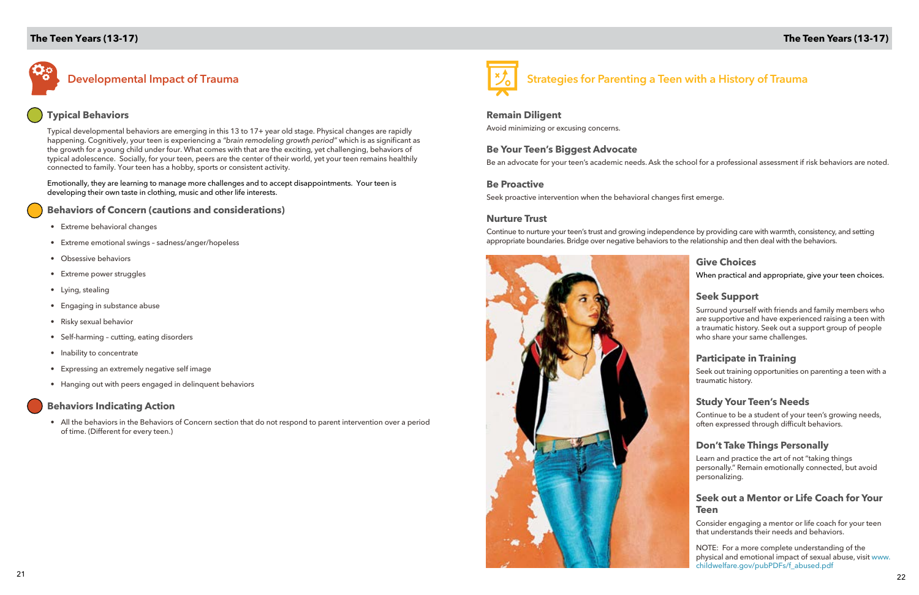## Developmental Impact of Trauma

### Typical Behaviors

Typical developmental behaviors are emerging in this 13 to 17+ year old stage. Physical changes are rapidly happening. Cognitively, your teen is experiencing a *"brain remodeling growth period"* which is as significant as the growth for a young child under four. What comes with that are the exciting, yet challenging, behaviors of typical adolescence. Socially, for your teen, peers are the center of their world, yet your teen remains healthily connected to family. Your teen has a hobby, sports or consistent activity.

Emotionally, they are learning to manage more challenges and to accept disappointments. Your teen is developing their own taste in clothing, music and other life interests.

### Behaviors of Concern (cautions and considerations)

- Extreme behavioral changes
- Extreme emotional swings – sadness/anger/hopeless
- Obsessive behaviors
- Extreme power struggles
- Lying, stealing
- Engaging in substance abuse
- Risky sexual behavior
- Self-harming – cutting, eating disorders
- Inability to concentrate
- Expressing an extremely negative self image
- Hanging out with peers engaged in delinquent behaviors

### Behaviors Indicating Action

- All the behaviors in the Behaviors of Concern section that do not respond to parent intervention over a period of time. (Different for every teen.)

## Strategies for Parenting a Teen with a History of Trauma

### Remain Diligent

Avoid minimizing or excusing concerns.

### Be Your Teen's Biggest Advocate

Be an advocate for your teen's academic needs. Ask the school for a professional assessment if risk behaviors are noted.

### Be Proactive

Seek proactive intervention when the behavioral changes first emerge.

### Nurture Trust

Continue to nurture your teen's trust and growing independence by providing care with warmth, consistency, and setting appropriate boundaries. Bridge over negative behaviors to the relationship and then deal with the behaviors.

### Give Choices

When practical and appropriate, give your teen choices.

### Seek Support

Surround yourself with friends and family members who are supportive and have experienced raising a teen with a traumatic history. Seek out a support group of people who share your same challenges.

### Participate in Training

Seek out training opportunities on parenting a teen with a traumatic history.

### Study Your Teen's Needs

Continue to be a student of your teen's growing needs, often expressed through difficult behaviors.

### Don't Take Things Personally

Learn and practice the art of not "taking things personally." Remain emotionally connected, but avoid personalizing.

### Seek out a Mentor or Life Coach for Your Teen

Consider engaging a mentor or life coach for your teen that understands their needs and behaviors.

NOTE: For a more complete understanding of the physical and emotional impact of sexual abuse, visit www.childwelfare.gov/pubPDFs/f_abused.pdf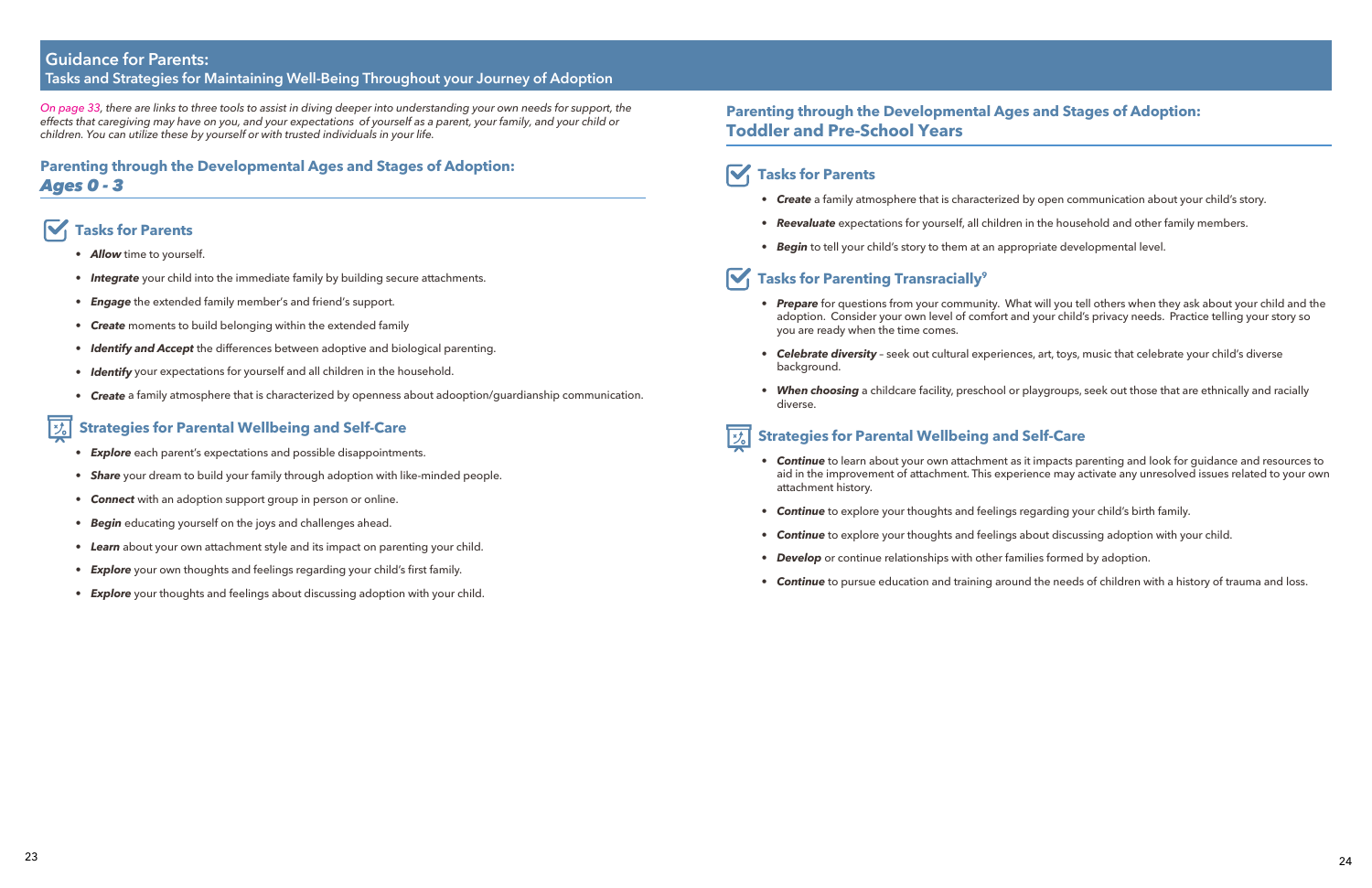## Guidance for Parents:
### Tasks and Strategies for Maintaining Well-Being Throughout your Journey of Adoption

*On page 33, there are links to three tools to assist in diving deeper into understanding your own needs for support, the effects that caregiving may have on you, and your expectations of yourself as a parent, your family, and your child or children. You can utilize these by yourself or with trusted individuals in your life.*

## Parenting through the Developmental Ages and Stages of Adoption: *Ages 0 - 3*

### Tasks for Parents

- ***Allow*** time to yourself.
- ***Integrate*** your child into the immediate family by building secure attachments.
- ***Engage*** the extended family member's and friend's support.
- ***Create*** moments to build belonging within the extended family
- ***Identify and Accept*** the differences between adoptive and biological parenting.
- ***Identify*** your expectations for yourself and all children in the household.
- ***Create*** a family atmosphere that is characterized by openness about adooption/guardianship communication.

### Strategies for Parental Wellbeing and Self-Care

- ***Explore*** each parent's expectations and possible disappointments.
- ***Share*** your dream to build your family through adoption with like-minded people.
- ***Connect*** with an adoption support group in person or online.
- ***Begin*** educating yourself on the joys and challenges ahead.
- ***Learn*** about your own attachment style and its impact on parenting your child.
- ***Explore*** your own thoughts and feelings regarding your child's first family.
- ***Explore*** your thoughts and feelings about discussing adoption with your child.

## Parenting through the Developmental Ages and Stages of Adoption: Toddler and Pre-School Years

### Tasks for Parents

- ***Create*** a family atmosphere that is characterized by open communication about your child's story.
- ***Reevaluate*** expectations for yourself, all children in the household and other family members.
- ***Begin*** to tell your child's story to them at an appropriate developmental level.

### Tasks for Parenting Transracially[9]

- ***Prepare*** for questions from your community. What will you tell others when they ask about your child and the adoption. Consider your own level of comfort and your child's privacy needs. Practice telling your story so you are ready when the time comes.
- ***Celebrate diversity*** – seek out cultural experiences, art, toys, music that celebrate your child's diverse background.
- ***When choosing*** a childcare facility, preschool or playgroups, seek out those that are ethnically and racially diverse.

### Strategies for Parental Wellbeing and Self-Care

- ***Continue*** to learn about your own attachment as it impacts parenting and look for guidance and resources to aid in the improvement of attachment. This experience may activate any unresolved issues related to your own attachment history.
- ***Continue*** to explore your thoughts and feelings regarding your child's birth family.
- ***Continue*** to explore your thoughts and feelings about discussing adoption with your child.
- ***Develop*** or continue relationships with other families formed by adoption.
- ***Continue*** to pursue education and training around the needs of children with a history of trauma and loss.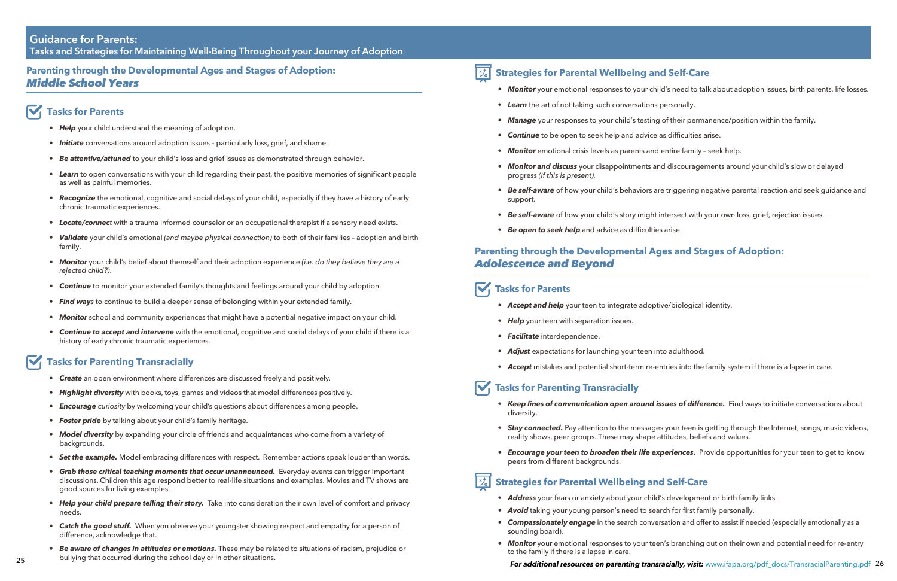## Guidance for Parents:
### Tasks and Strategies for Maintaining Well-Being Throughout your Journey of Adoption

## Parenting through the Developmental Ages and Stages of Adoption: *Middle School Years*

### Tasks for Parents

- ***Help*** your child understand the meaning of adoption.
- ***Initiate*** conversations around adoption issues – particularly loss, grief, and shame.
- ***Be attentive/attuned*** to your child's loss and grief issues as demonstrated through behavior.
- ***Learn*** to open conversations with your child regarding their past, the positive memories of significant people as well as painful memories.
- ***Recognize*** the emotional, cognitive and social delays of your child, especially if they have a history of early chronic traumatic experiences.
- ***Locate/connect*** with a trauma informed counselor or an occupational therapist if a sensory need exists.
- ***Validate*** your child's emotional *(and maybe physical connection)* to both of their families – adoption and birth family.
- ***Monitor*** your child's belief about themself and their adoption experience *(i.e. do they believe they are a rejected child?)*.
- ***Continue*** to monitor your extended family's thoughts and feelings around your child by adoption.
- ***Find ways*** to continue to build a deeper sense of belonging within your extended family.
- ***Monitor*** school and community experiences that might have a potential negative impact on your child.
- ***Continue to accept and intervene*** with the emotional, cognitive and social delays of your child if there is a history of early chronic traumatic experiences.

### Tasks for Parenting Transracially

- ***Create*** an open environment where differences are discussed freely and positively.
- ***Highlight diversity*** with books, toys, games and videos that model differences positively.
- ***Encourage*** *curiosity* by welcoming your child's questions about differences among people.
- ***Foster pride*** by talking about your child's family heritage.
- ***Model diversity*** by expanding your circle of friends and acquaintances who come from a variety of backgrounds.
- ***Set the example.*** Model embracing differences with respect. Remember actions speak louder than words.
- ***Grab those critical teaching moments that occur unannounced.*** Everyday events can trigger important discussions. Children this age respond better to real-life situations and examples. Movies and TV shows are good sources for living examples.
- ***Help your child prepare telling their story.*** Take into consideration their own level of comfort and privacy needs.
- ***Catch the good stuff.*** When you observe your youngster showing respect and empathy for a person of difference, acknowledge that.
- ***Be aware of changes in attitudes or emotions.*** These may be related to situations of racism, prejudice or bullying that occurred during the school day or in other situations.

### Strategies for Parental Wellbeing and Self-Care

- ***Monitor*** your emotional responses to your child's need to talk about adoption issues, birth parents, life losses.
- ***Learn*** the art of not taking such conversations personally.
- ***Manage*** your responses to your child's testing of their permanence/position within the family.
- ***Continue*** to be open to seek help and advice as difficulties arise.
- ***Monitor*** emotional crisis levels as parents and entire family – seek help.
- ***Monitor and discuss*** your disappointments and discouragements around your child's slow or delayed progress *(if this is present)*.
- ***Be self-aware*** of how your child's behaviors are triggering negative parental reaction and seek guidance and support.
- ***Be self-aware*** of how your child's story might intersect with your own loss, grief, rejection issues.
- ***Be open to seek help*** and advice as difficulties arise.

## Parenting through the Developmental Ages and Stages of Adoption: *Adolescence and Beyond*

### Tasks for Parents

- ***Accept and help*** your teen to integrate adoptive/biological identity.
- ***Help*** your teen with separation issues.
- ***Facilitate*** interdependence.
- ***Adjust*** expectations for launching your teen into adulthood.
- ***Accept*** mistakes and potential short-term re-entries into the family system if there is a lapse in care.

### Tasks for Parenting Transracially

- ***Keep lines of communication open around issues of difference.*** Find ways to initiate conversations about diversity.
- ***Stay connected.*** Pay attention to the messages your teen is getting through the Internet, songs, music videos, reality shows, peer groups. These may shape attitudes, beliefs and values.
- ***Encourage your teen to broaden their life experiences.*** Provide opportunities for your teen to get to know peers from different backgrounds.

### Strategies for Parental Wellbeing and Self-Care

- ***Address*** your fears or anxiety about your child's development or birth family links.
- ***Avoid*** taking your young person's need to search for first family personally.
- ***Compassionately engage*** in the search conversation and offer to assist if needed (especially emotionally as a sounding board).
- ***Monitor*** your emotional responses to your teen's branching out on their own and potential need for re-entry to the family if there is a lapse in care.

***For additional resources on parenting transracially, visit:*** www.ifapa.org/pdf_docs/TransracialParenting.pdf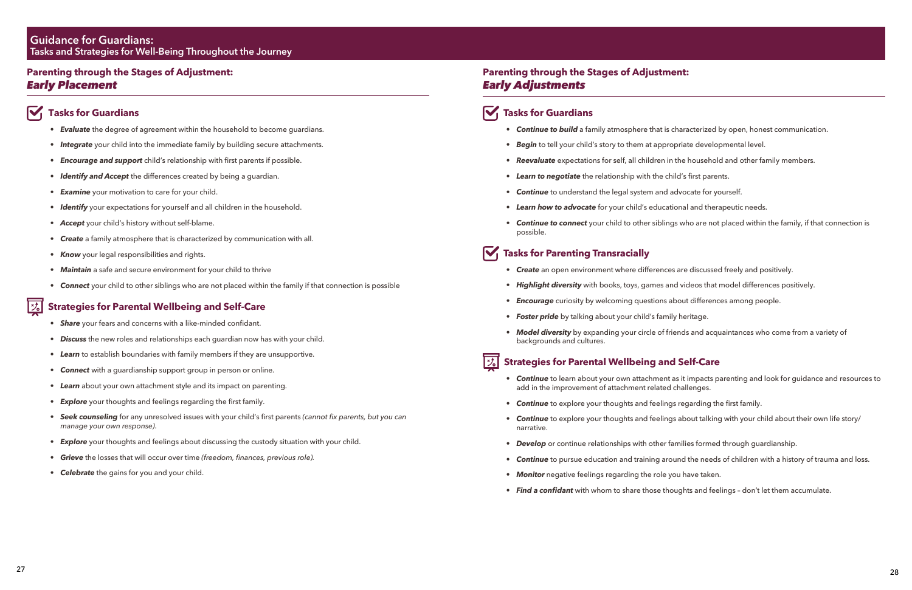## Guidance for Guardians:
### Tasks and Strategies for Well-Being Throughout the Journey

### Parenting through the Stages of Adjustment: *Early Placement*

#### Tasks for Guardians

- ***Evaluate*** the degree of agreement within the household to become guardians.
- ***Integrate*** your child into the immediate family by building secure attachments.
- ***Encourage and support*** child's relationship with first parents if possible.
- ***Identify and Accept*** the differences created by being a guardian.
- ***Examine*** your motivation to care for your child.
- ***Identify*** your expectations for yourself and all children in the household.
- ***Accept*** your child's history without self-blame.
- ***Create*** a family atmosphere that is characterized by communication with all.
- ***Know*** your legal responsibilities and rights.
- ***Maintain*** a safe and secure environment for your child to thrive
- ***Connect*** your child to other siblings who are not placed within the family if that connection is possible

#### Strategies for Parental Wellbeing and Self-Care

- ***Share*** your fears and concerns with a like-minded confidant.
- ***Discuss*** the new roles and relationships each guardian now has with your child.
- ***Learn*** to establish boundaries with family members if they are unsupportive.
- ***Connect*** with a guardianship support group in person or online.
- ***Learn*** about your own attachment style and its impact on parenting.
- ***Explore*** your thoughts and feelings regarding the first family.
- ***Seek counseling*** for any unresolved issues with your child's first parents *(cannot fix parents, but you can manage your own response).*
- ***Explore*** your thoughts and feelings about discussing the custody situation with your child.
- ***Grieve*** the losses that will occur over time *(freedom, finances, previous role).*
- ***Celebrate*** the gains for you and your child.

### Parenting through the Stages of Adjustment: *Early Adjustments*

#### Tasks for Guardians

- ***Continue to build*** a family atmosphere that is characterized by open, honest communication.
- ***Begin*** to tell your child's story to them at appropriate developmental level.
- ***Reevaluate*** expectations for self, all children in the household and other family members.
- ***Learn to negotiate*** the relationship with the child's first parents.
- ***Continue*** to understand the legal system and advocate for yourself.
- ***Learn how to advocate*** for your child's educational and therapeutic needs.
- ***Continue to connect*** your child to other siblings who are not placed within the family, if that connection is possible.

#### Tasks for Parenting Transracially

- ***Create*** an open environment where differences are discussed freely and positively.
- ***Highlight diversity*** with books, toys, games and videos that model differences positively.
- ***Encourage*** curiosity by welcoming questions about differences among people.
- ***Foster pride*** by talking about your child's family heritage.
- ***Model diversity*** by expanding your circle of friends and acquaintances who come from a variety of backgrounds and cultures.

#### Strategies for Parental Wellbeing and Self-Care

- ***Continue*** to learn about your own attachment as it impacts parenting and look for guidance and resources to add in the improvement of attachment related challenges.
- ***Continue*** to explore your thoughts and feelings regarding the first family.
- ***Continue*** to explore your thoughts and feelings about talking with your child about their own life story/narrative.
- ***Develop*** or continue relationships with other families formed through guardianship.
- ***Continue*** to pursue education and training around the needs of children with a history of trauma and loss.
- ***Monitor*** negative feelings regarding the role you have taken.
- ***Find a confidant*** with whom to share those thoughts and feelings – don't let them accumulate.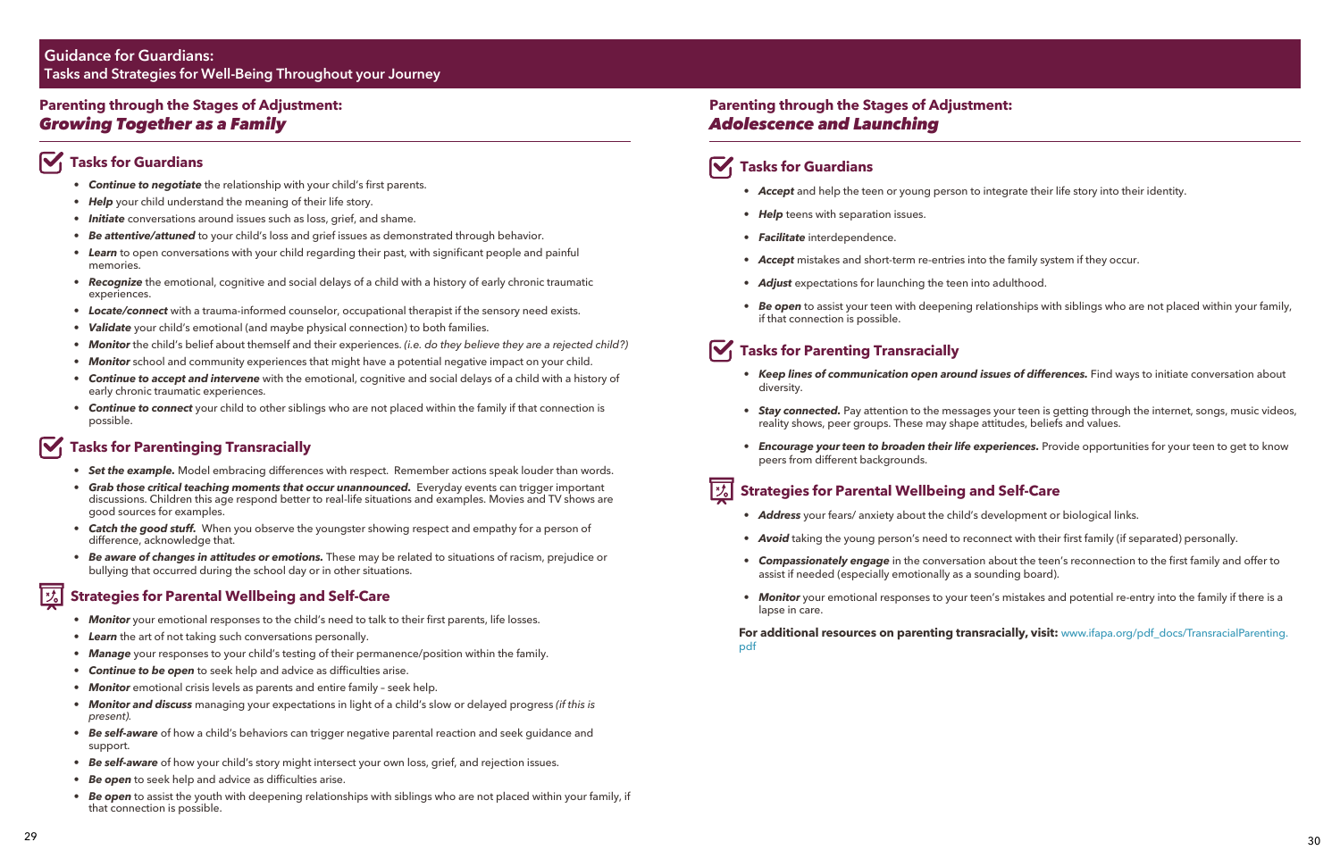## Guidance for Guardians:
## Tasks and Strategies for Well-Being Throughout your Journey

### Parenting through the Stages of Adjustment: *Growing Together as a Family*

#### Tasks for Guardians

- ***Continue to negotiate*** the relationship with your child's first parents.
- ***Help*** your child understand the meaning of their life story.
- ***Initiate*** conversations around issues such as loss, grief, and shame.
- ***Be attentive/attuned*** to your child's loss and grief issues as demonstrated through behavior.
- ***Learn*** to open conversations with your child regarding their past, with significant people and painful memories.
- ***Recognize*** the emotional, cognitive and social delays of a child with a history of early chronic traumatic experiences.
- ***Locate/connect*** with a trauma-informed counselor, occupational therapist if the sensory need exists.
- ***Validate*** your child's emotional (and maybe physical connection) to both families.
- ***Monitor*** the child's belief about themself and their experiences. *(i.e. do they believe they are a rejected child?)*
- ***Monitor*** school and community experiences that might have a potential negative impact on your child.
- ***Continue to accept and intervene*** with the emotional, cognitive and social delays of a child with a history of early chronic traumatic experiences.
- ***Continue to connect*** your child to other siblings who are not placed within the family if that connection is possible.

#### Tasks for Parentinging Transracially

- ***Set the example.*** Model embracing differences with respect. Remember actions speak louder than words.
- ***Grab those critical teaching moments that occur unannounced.*** Everyday events can trigger important discussions. Children this age respond better to real-life situations and examples. Movies and TV shows are good sources for examples.
- ***Catch the good stuff.*** When you observe the youngster showing respect and empathy for a person of difference, acknowledge that.
- ***Be aware of changes in attitudes or emotions.*** These may be related to situations of racism, prejudice or bullying that occurred during the school day or in other situations.

#### Strategies for Parental Wellbeing and Self-Care

- ***Monitor*** your emotional responses to the child's need to talk to their first parents, life losses.
- ***Learn*** the art of not taking such conversations personally.
- ***Manage*** your responses to your child's testing of their permanence/position within the family.
- ***Continue to be open*** to seek help and advice as difficulties arise.
- ***Monitor*** emotional crisis levels as parents and entire family – seek help.
- ***Monitor and discuss*** managing your expectations in light of a child's slow or delayed progress *(if this is present).*
- ***Be self-aware*** of how a child's behaviors can trigger negative parental reaction and seek guidance and support.
- ***Be self-aware*** of how your child's story might intersect your own loss, grief, and rejection issues.
- ***Be open*** to seek help and advice as difficulties arise.
- ***Be open*** to assist the youth with deepening relationships with siblings who are not placed within your family, if that connection is possible.

### Parenting through the Stages of Adjustment: *Adolescence and Launching*

#### Tasks for Guardians

- ***Accept*** and help the teen or young person to integrate their life story into their identity.
- ***Help*** teens with separation issues.
- ***Facilitate*** interdependence.
- ***Accept*** mistakes and short-term re-entries into the family system if they occur.
- ***Adjust*** expectations for launching the teen into adulthood.
- ***Be open*** to assist your teen with deepening relationships with siblings who are not placed within your family, if that connection is possible.

#### Tasks for Parenting Transracially

- ***Keep lines of communication open around issues of differences.*** Find ways to initiate conversation about diversity.
- ***Stay connected.*** Pay attention to the messages your teen is getting through the internet, songs, music videos, reality shows, peer groups. These may shape attitudes, beliefs and values.
- ***Encourage your teen to broaden their life experiences.*** Provide opportunities for your teen to get to know peers from different backgrounds.

#### Strategies for Parental Wellbeing and Self-Care

- ***Address*** your fears/ anxiety about the child's development or biological links.
- ***Avoid*** taking the young person's need to reconnect with their first family (if separated) personally.
- ***Compassionately engage*** in the conversation about the teen's reconnection to the first family and offer to assist if needed (especially emotionally as a sounding board).
- ***Monitor*** your emotional responses to your teen's mistakes and potential re-entry into the family if there is a lapse in care.

**For additional resources on parenting transracially, visit:** www.ifapa.org/pdf_docs/TransracialParenting.pdf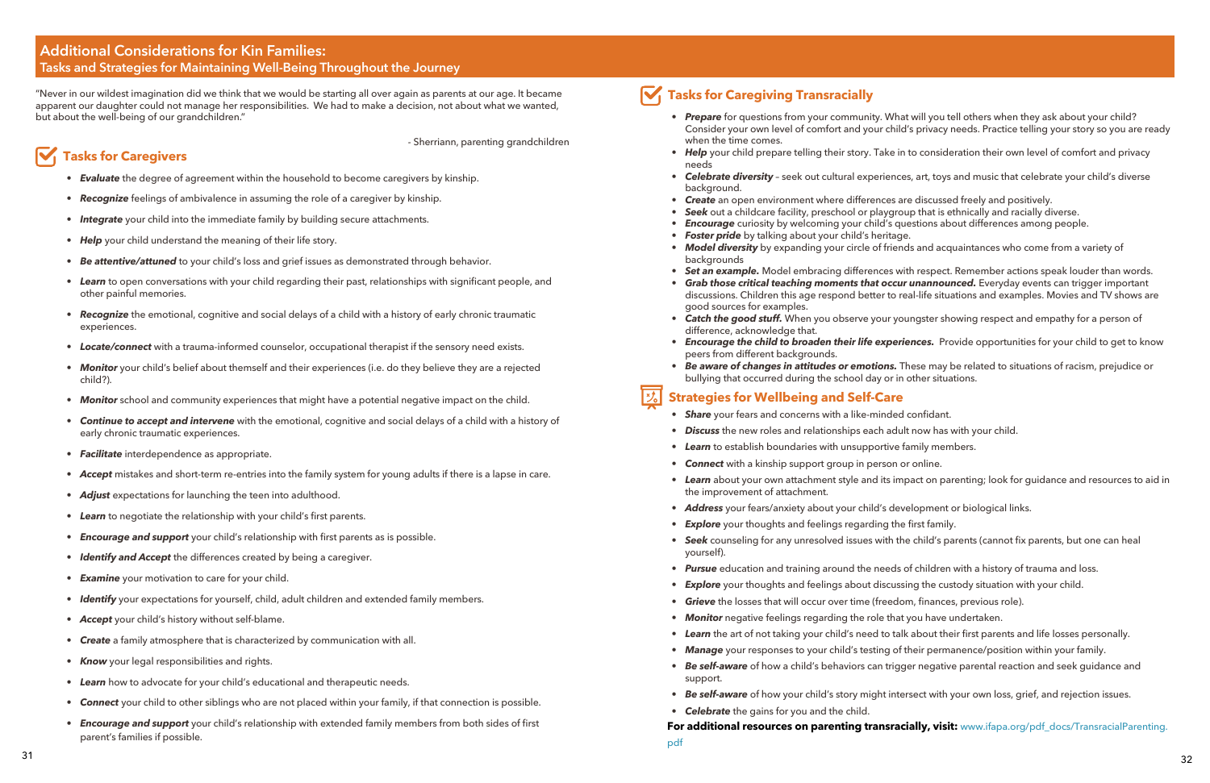## Additional Considerations for Kin Families:
### Tasks and Strategies for Maintaining Well-Being Throughout the Journey

"Never in our wildest imagination did we think that we would be starting all over again as parents at our age. It became apparent our daughter could not manage her responsibilities. We had to make a decision, not about what we wanted, but about the well-being of our grandchildren."

- Sherriann, parenting grandchildren

### Tasks for Caregivers

- ***Evaluate*** the degree of agreement within the household to become caregivers by kinship.
- ***Recognize*** feelings of ambivalence in assuming the role of a caregiver by kinship.
- ***Integrate*** your child into the immediate family by building secure attachments.
- ***Help*** your child understand the meaning of their life story.
- ***Be attentive/attuned*** to your child's loss and grief issues as demonstrated through behavior.
- ***Learn*** to open conversations with your child regarding their past, relationships with significant people, and other painful memories.
- ***Recognize*** the emotional, cognitive and social delays of a child with a history of early chronic traumatic experiences.
- ***Locate/connect*** with a trauma-informed counselor, occupational therapist if the sensory need exists.
- ***Monitor*** your child's belief about themself and their experiences (i.e. do they believe they are a rejected child?).
- ***Monitor*** school and community experiences that might have a potential negative impact on the child.
- ***Continue to accept and intervene*** with the emotional, cognitive and social delays of a child with a history of early chronic traumatic experiences.
- ***Facilitate*** interdependence as appropriate.
- ***Accept*** mistakes and short-term re-entries into the family system for young adults if there is a lapse in care.
- ***Adjust*** expectations for launching the teen into adulthood.
- ***Learn*** to negotiate the relationship with your child's first parents.
- ***Encourage and support*** your child's relationship with first parents as is possible.
- ***Identify and Accept*** the differences created by being a caregiver.
- ***Examine*** your motivation to care for your child.
- ***Identify*** your expectations for yourself, child, adult children and extended family members.
- ***Accept*** your child's history without self-blame.
- ***Create*** a family atmosphere that is characterized by communication with all.
- ***Know*** your legal responsibilities and rights.
- ***Learn*** how to advocate for your child's educational and therapeutic needs.
- ***Connect*** your child to other siblings who are not placed within your family, if that connection is possible.
- ***Encourage and support*** your child's relationship with extended family members from both sides of first parent's families if possible.

### Tasks for Caregiving Transracially

- ***Prepare*** for questions from your community. What will you tell others when they ask about your child? Consider your own level of comfort and your child's privacy needs. Practice telling your story so you are ready when the time comes.
- ***Help*** your child prepare telling their story. Take in to consideration their own level of comfort and privacy needs
- ***Celebrate diversity*** – seek out cultural experiences, art, toys and music that celebrate your child's diverse background.
- ***Create*** an open environment where differences are discussed freely and positively.
- ***Seek*** out a childcare facility, preschool or playgroup that is ethnically and racially diverse.
- ***Encourage*** curiosity by welcoming your child's questions about differences among people.
- ***Foster pride*** by talking about your child's heritage.
- ***Model diversity*** by expanding your circle of friends and acquaintances who come from a variety of backgrounds
- ***Set an example.*** Model embracing differences with respect. Remember actions speak louder than words.
- ***Grab those critical teaching moments that occur unannounced.*** Everyday events can trigger important discussions. Children this age respond better to real-life situations and examples. Movies and TV shows are good sources for examples.
- ***Catch the good stuff.*** When you observe your youngster showing respect and empathy for a person of difference, acknowledge that.
- ***Encourage the child to broaden their life experiences.*** Provide opportunities for your child to get to know peers from different backgrounds.
- ***Be aware of changes in attitudes or emotions.*** These may be related to situations of racism, prejudice or bullying that occurred during the school day or in other situations.

### Strategies for Wellbeing and Self-Care

- ***Share*** your fears and concerns with a like-minded confidant.
- ***Discuss*** the new roles and relationships each adult now has with your child.
- ***Learn*** to establish boundaries with unsupportive family members.
- ***Connect*** with a kinship support group in person or online.
- ***Learn*** about your own attachment style and its impact on parenting; look for guidance and resources to aid in the improvement of attachment.
- ***Address*** your fears/anxiety about your child's development or biological links.
- ***Explore*** your thoughts and feelings regarding the first family.
- ***Seek*** counseling for any unresolved issues with the child's parents (cannot fix parents, but one can heal yourself).
- ***Pursue*** education and training around the needs of children with a history of trauma and loss.
- ***Explore*** your thoughts and feelings about discussing the custody situation with your child.
- ***Grieve*** the losses that will occur over time (freedom, finances, previous role).
- ***Monitor*** negative feelings regarding the role that you have undertaken.
- ***Learn*** the art of not taking your child's need to talk about their first parents and life losses personally.
- ***Manage*** your responses to your child's testing of their permanence/position within your family.
- ***Be self-aware*** of how a child's behaviors can trigger negative parental reaction and seek guidance and support.
- ***Be self-aware*** of how your child's story might intersect with your own loss, grief, and rejection issues.
- ***Celebrate*** the gains for you and the child.

**For additional resources on parenting transracially, visit:** www.ifapa.org/pdf_docs/TransracialParenting.pdf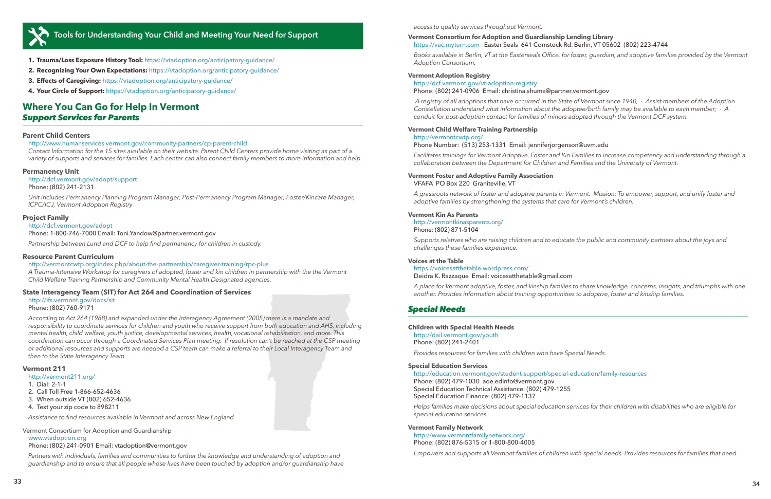## Tools for Understanding Your Child and Meeting Your Need for Support

1. **Trauma/Loss Exposure History Tool:** https://vtadoption.org/anticipatory-guidance/
2. **Recognizing Your Own Expectations:** https://vtadoption.org/anticipatory-guidance/
3. **Effects of Caregiving:** https://vtadoption.org/anticipatory-guidance/
4. **Your Circle of Support:** https://vtadoption.org/anticipatory-guidance/

## Where You Can Go for Help In Vermont

### *Support Services for Parents*

**Parent Child Centers**

http://www.humanservices.vermont.gov/community-partners/cp-parent-child

*Contact Information for the 15 sites available on their website. Parent Child Centers provide home visiting as part of a variety of supports and services for families. Each center can also connect family members to more information and help.*

**Permanency Unit**

http://dcf.vermont.gov/adopt/support

Phone: (802) 241-2131

*Unit includes Permanency Planning Program Manager, Post-Permanency Program Manager, Foster/Kincare Manager, ICPC/ICJ, Vermont Adoption Registry*

**Project Family**

http://dcf.vermont.gov/adopt

Phone: 1-800-746-7000 Email: Toni.Yandow@partner.vermont.gov

*Partnership between Lund and DCF to help find permanency for children in custody.*

**Resource Parent Curriculum**

http://vermontcwtp.org/index.php/about-the-partnership/caregiver-training/rpc-plus

*A Trauma-Intensive Workshop for caregivers of adopted, foster and kin children in partnership with the the Vermont Child Welfare Training Partnership and Community Mental Health Designated agencies.*

**State Interagency Team (SIT) for Act 264 and Coordination of Services**

http://ifs.vermont.gov/docs/sit

Phone: (802) 760-9171

*According to Act 264 (1988) and expanded under the Interagency Agreement (2005) there is a mandate and responsibility to coordinate services for children and youth who receive support from both education and AHS, including mental health, child welfare, youth justice, developmental services, health, vocational rehabilitation, and more. This coordination can occur through a Coordinated Services Plan meeting. If resolution can't be reached at the CSP meeting or additional resources and supports are needed a CSP team can make a referral to their Local Interagency Team and then to the State Interagency Team.*

**Vermont 211**

http://vermont211.org/

1. Dial: 2-1-1
2. Call Toll Free 1-866-652-4636
3. When outside VT (802) 652-4636
4. Text your zip code to 898211

*Assistance to find resources available in Vermont and across New England.*

Vermont Consortium for Adoption and Guardianship

www.vtadoption.org

Phone: (802) 241-0901 Email: vtadoption@vermont.gov

*Partners with individuals, families and communities to further the knowledge and understanding of adoption and guardianship and to ensure that all people whose lives have been touched by adoption and/or guardianship have access to quality services throughout Vermont.*

**Vermont Consortium for Adoption and Guardianship Lending Library**

https://vac.myturn.com Easter Seals 641 Comstock Rd. Berlin, VT 05602 (802) 223-4744

*Books available in Berlin, VT at the Easterseals Office, for foster, guardian, and adoptive families provided by the Vermont Adoption Consortium.*

**Vermont Adoption Registry**

http://dcf.vermont.gov/vt-adoption-registry

Phone: (802) 241-0906 Email: christina.shuma@partner.vermont.gov

*A registry of all adoptions that have occurred in the State of Vermont since 1940, - Assist members of the Adoption Constellation understand what information about the adoptee/birth family may be available to each member; - A conduit for post-adoption contact for families of minors adopted through the Vermont DCF system.*

**Vermont Child Welfare Training Partnership**

http://vermontcwtp.org/

Phone Number: (513) 253-1331 Email: jenniferjorgenson@uvm.edu

*Facilitates trainings for Vermont Adoptive, Foster and Kin Families to increase competency and understanding through a collaboration between the Department for Children and Families and the University of Vermont.*

**Vermont Foster and Adoptive Family Association**

VFAFA PO Box 220 Graniteville, VT

*A grassroots network of foster and adoptive parents in Vermont. Mission: To empower, support, and unify foster and adoptive families by strengthening the systems that care for Vermont's children.*

**Vermont Kin As Parents**

http://vermontkinasparents.org/

Phone: (802) 871-5104

*Supports relatives who are raising children and to educate the public and community partners about the joys and challenges these families experience.*

**Voices at the Table**

https://voicesatthetable.wordpress.com/

Deidra K. Razzaque Email: voicesatthetable@gmail.com

*A place for Vermont adoptive, foster, and kinship families to share knowledge, concerns, insights, and triumphs with one another. Provides information about training opportunities to adoptive, foster and kinship families.*

### *Special Needs*

**Children with Special Health Needs**

http://dail.vermont.gov/youth

Phone: (802) 241-2401

*Provides resources for families with children who have Special Needs.*

**Special Education Services**

http://education.vermont.gov/student-support/special-education/family-resources

Phone: (802) 479-1030 aoe.edinfo@vermont.gov

Special Education Technical Assistance: (802) 479-1255

Special Education Finance: (802) 479-1137

*Helps families make decisions about special education services for their children with disabilities who are eligible for special education services.*

**Vermont Family Network**

http://www.vermontfamilynetwork.org/

Phone: (802) 876-5315 or 1-800-800-4005

*Empowers and supports all Vermont families of children with special needs. Provides resources for families that need*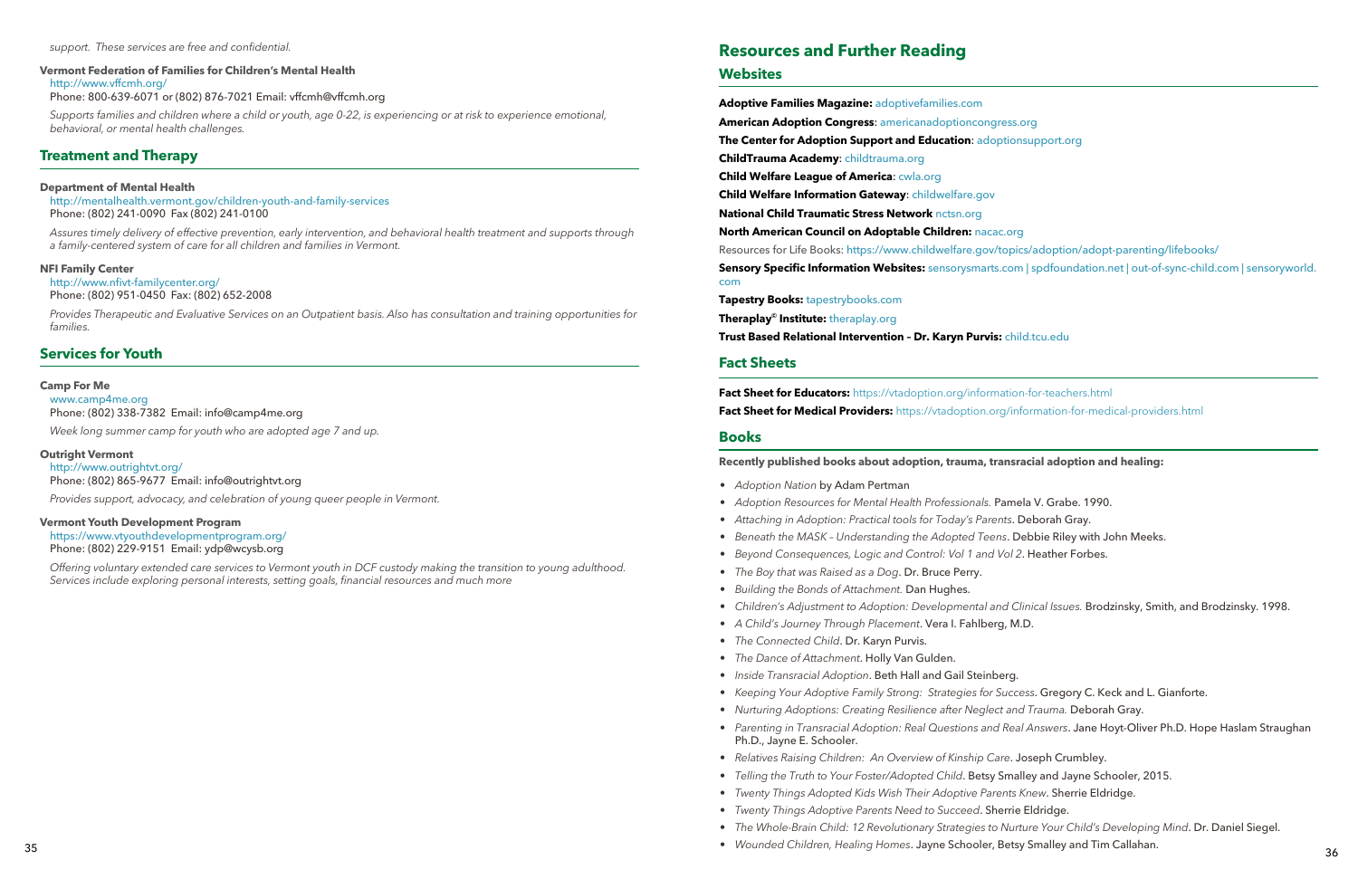*support. These services are free and confidential.*

**Vermont Federation of Families for Children's Mental Health**
http://www.vffcmh.org/
Phone: 800-639-6071 or (802) 876-7021 Email: vffcmh@vffcmh.org

*Supports families and children where a child or youth, age 0-22, is experiencing or at risk to experience emotional, behavioral, or mental health challenges.*

## Treatment and Therapy

**Department of Mental Health**
http://mentalhealth.vermont.gov/children-youth-and-family-services
Phone: (802) 241-0090 Fax (802) 241-0100

*Assures timely delivery of effective prevention, early intervention, and behavioral health treatment and supports through a family-centered system of care for all children and families in Vermont.*

**NFI Family Center**
http://www.nfivt-familycenter.org/
Phone: (802) 951-0450 Fax: (802) 652-2008

*Provides Therapeutic and Evaluative Services on an Outpatient basis. Also has consultation and training opportunities for families.*

## Services for Youth

**Camp For Me**
www.camp4me.org
Phone: (802) 338-7382 Email: info@camp4me.org

*Week long summer camp for youth who are adopted age 7 and up.*

**Outright Vermont**
http://www.outrightvt.org/
Phone: (802) 865-9677 Email: info@outrightvt.org

*Provides support, advocacy, and celebration of young queer people in Vermont.*

**Vermont Youth Development Program**
https://www.vtyouthdevelopmentprogram.org/
Phone: (802) 229-9151 Email: ydp@wcysb.org

*Offering voluntary extended care services to Vermont youth in DCF custody making the transition to young adulthood. Services include exploring personal interests, setting goals, financial resources and much more*

# Resources and Further Reading

## Websites

**Adoptive Families Magazine:** adoptivefamilies.com

**American Adoption Congress**: americanadoptioncongress.org

**The Center for Adoption Support and Education**: adoptionsupport.org

**ChildTrauma Academy**: childtrauma.org

**Child Welfare League of America**: cwla.org

**Child Welfare Information Gateway**: childwelfare.gov

**National Child Traumatic Stress Network** nctsn.org

**North American Council on Adoptable Children:** nacac.org

Resources for Life Books: https://www.childwelfare.gov/topics/adoption/adopt-parenting/lifebooks/

**Sensory Specific Information Websites:** sensorysmarts.com | spdfoundation.net | out-of-sync-child.com | sensoryworld.com

**Tapestry Books:** tapestrybooks.com

**Theraplay® Institute:** theraplay.org

**Trust Based Relational Intervention – Dr. Karyn Purvis:** child.tcu.edu

## Fact Sheets

**Fact Sheet for Educators:** https://vtadoption.org/information-for-teachers.html

**Fact Sheet for Medical Providers:** https://vtadoption.org/information-for-medical-providers.html

## Books

**Recently published books about adoption, trauma, transracial adoption and healing:**

- *Adoption Nation* by Adam Pertman
- *Adoption Resources for Mental Health Professionals.* Pamela V. Grabe. 1990.
- *Attaching in Adoption: Practical tools for Today's Parents*. Deborah Gray.
- *Beneath the MASK – Understanding the Adopted Teens*. Debbie Riley with John Meeks.
- *Beyond Consequences, Logic and Control: Vol 1 and Vol 2*. Heather Forbes.
- *The Boy that was Raised as a Dog*. Dr. Bruce Perry.
- *Building the Bonds of Attachment.* Dan Hughes.
- *Children's Adjustment to Adoption: Developmental and Clinical Issues.* Brodzinsky, Smith, and Brodzinsky. 1998.
- *A Child's Journey Through Placement*. Vera I. Fahlberg, M.D.
- *The Connected Child*. Dr. Karyn Purvis.
- *The Dance of Attachment*. Holly Van Gulden.
- *Inside Transracial Adoption*. Beth Hall and Gail Steinberg.
- *Keeping Your Adoptive Family Strong: Strategies for Success*. Gregory C. Keck and L. Gianforte.
- *Nurturing Adoptions: Creating Resilience after Neglect and Trauma.* Deborah Gray.
- *Parenting in Transracial Adoption: Real Questions and Real Answers*. Jane Hoyt-Oliver Ph.D. Hope Haslam Straughan Ph.D., Jayne E. Schooler.
- *Relatives Raising Children: An Overview of Kinship Care*. Joseph Crumbley.
- *Telling the Truth to Your Foster/Adopted Child*. Betsy Smalley and Jayne Schooler, 2015.
- *Twenty Things Adopted Kids Wish Their Adoptive Parents Knew*. Sherrie Eldridge.
- *Twenty Things Adoptive Parents Need to Succeed*. Sherrie Eldridge.
- *The Whole-Brain Child: 12 Revolutionary Strategies to Nurture Your Child's Developing Mind*. Dr. Daniel Siegel.
- *Wounded Children, Healing Homes*. Jayne Schooler, Betsy Smalley and Tim Callahan.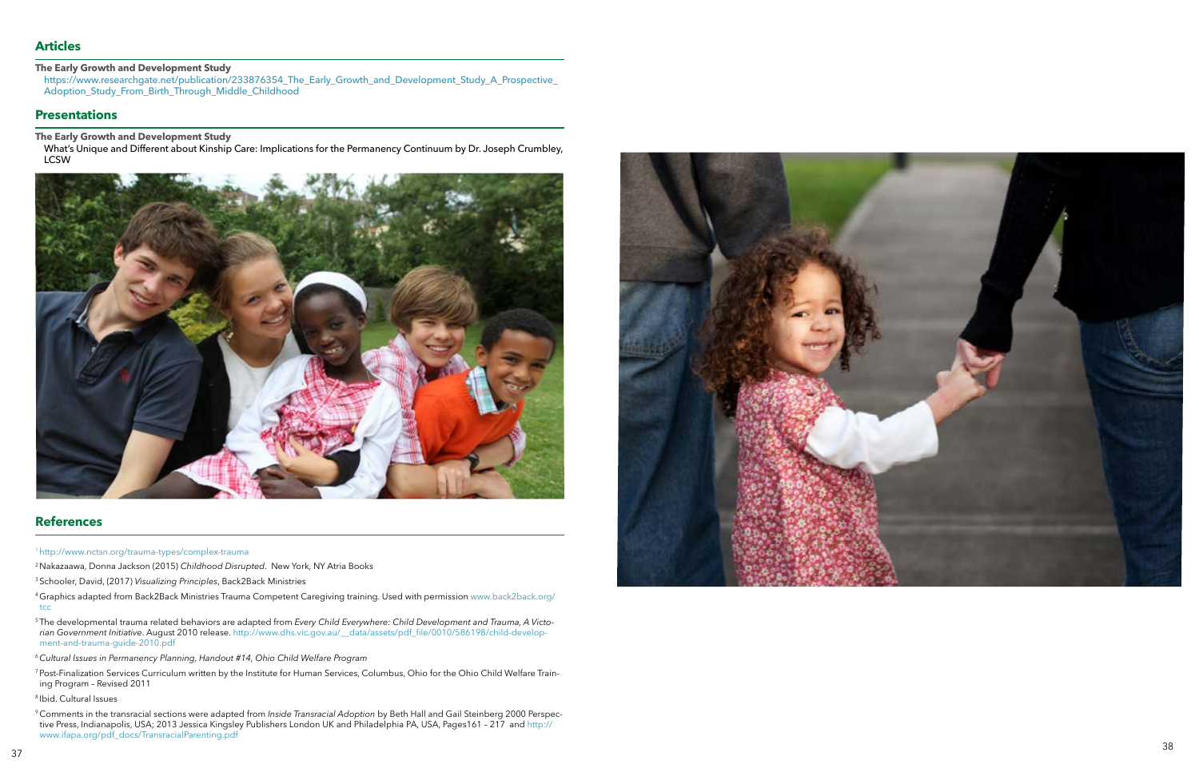## Articles

**The Early Growth and Development Study**

https://www.researchgate.net/publication/233876354_The_Early_Growth_and_Development_Study_A_Prospective_Adoption_Study_From_Birth_Through_Middle_Childhood

## Presentations

**The Early Growth and Development Study**

What's Unique and Different about Kinship Care: Implications for the Permanency Continuum by Dr. Joseph Crumbley, LCSW

## References

[1] http://www.nctsn.org/trauma-types/complex-trauma

[2] Nakazaawa, Donna Jackson (2015) *Childhood Disrupted*. New York, NY Atria Books

[3] Schooler, David, (2017) *Visualizing Principles*, Back2Back Ministries

[4] Graphics adapted from Back2Back Ministries Trauma Competent Caregiving training. Used with permission www.back2back.org/tcc

[5] The developmental trauma related behaviors are adapted from *Every Child Everywhere: Child Development and Trauma, A Victorian Government Initiative*. August 2010 release. http://www.dhs.vic.gov.au/__data/assets/pdf_file/0010/586198/child-development-and-trauma-guide-2010.pdf

[6] *Cultural Issues in Permanency Planning, Handout #14, Ohio Child Welfare Program*

[7] Post-Finalization Services Curriculum written by the Institute for Human Services, Columbus, Ohio for the Ohio Child Welfare Training Program – Revised 2011

[8] Ibid. Cultural Issues

[9] Comments in the transracial sections were adapted from *Inside Transracial Adoption* by Beth Hall and Gail Steinberg 2000 Perspective Press, Indianapolis, USA; 2013 Jessica Kingsley Publishers London UK and Philadelphia PA, USA, Pages161 – 217 and http://www.ifapa.org/pdf_docs/TransracialParenting.pdf